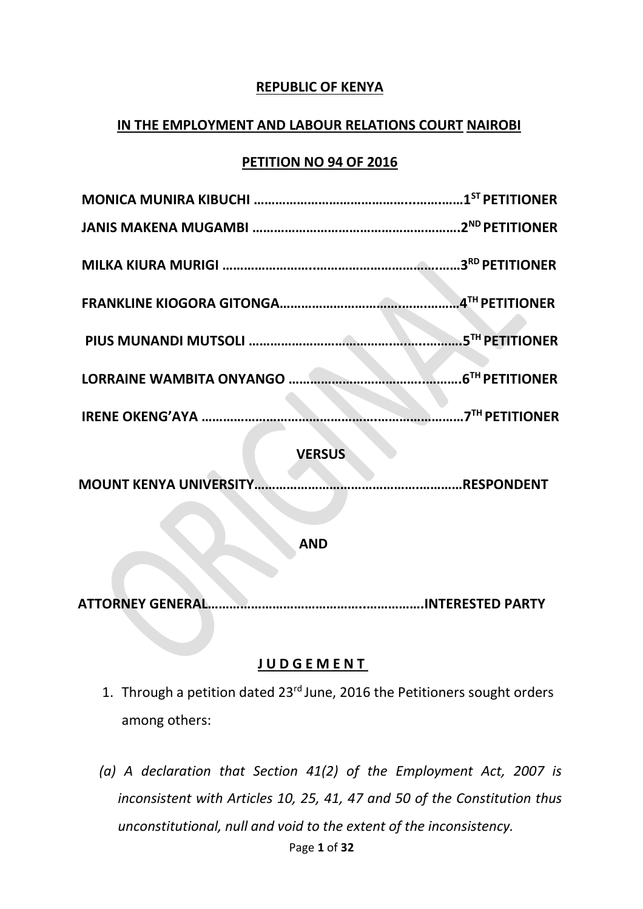**REPUBLIC OF KENYA**

**IN THE EMPLOYMENT AND LABOUR RELATIONS COURT NAIROBI**

**PETITION NO 94 OF 2016**

**MONICA MUNIRA KIBUCHI ……………………………………………………1ST PETITIONER**

**JANIS MAKENA MUGAMBI …………………………………………………2ND PETITIONER**

**MILKA KIURA MURIGI ………………………………………………………3RD PETITIONER**

**FRANKLINE KIOGORA GITONGA………………………………………………4TH PETITIONER**

**PIUS MUNANDI MUTSOLI …………………………………………………5TH PETITIONER**

**LORRAINE WAMBITA ONYANGO ……………………………………………6TH PETITIONER**

**IRENE OKENG'AYA ……………………………………………………………7TH PETITIONER**

**VERSUS**

**MOUNT KENYA UNIVERSITY…………………………………………………RESPONDENT**

**AND**

**ATTORNEY GENERAL………………………………………………….INTERESTED PARTY**

**J U D G E M E N T**

1. Through a petition dated 23rd June, 2016 the Petitioners sought orders among others:

*(a) A declaration that Section 41(2) of the Employment Act, 2007 is inconsistent with Articles 10, 25, 41, 47 and 50 of the Constitution thus unconstitutional, null and void to the extent of the inconsistency.*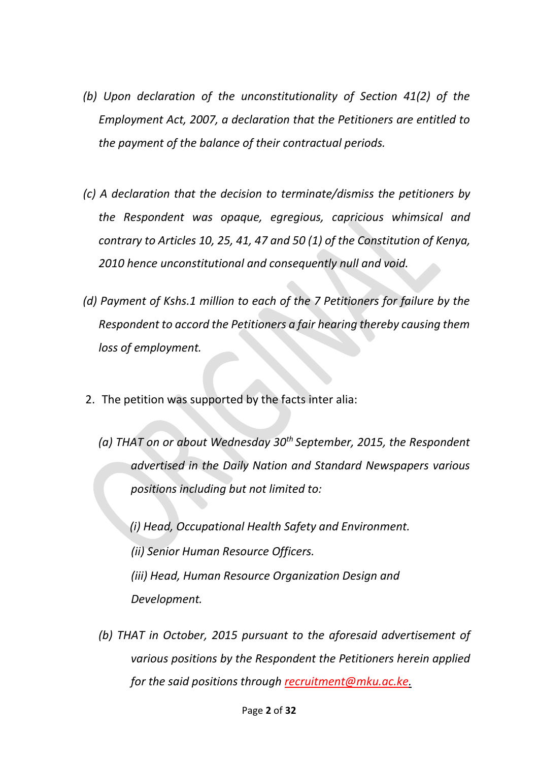*(b) Upon declaration of the unconstitutionality of Section 41(2) of the Employment Act, 2007, a declaration that the Petitioners are entitled to the payment of the balance of their contractual periods.*

*(c) A declaration that the decision to terminate/dismiss the petitioners by the Respondent was opaque, egregious, capricious whimsical and contrary to Articles 10, 25, 41, 47 and 50 (1) of the Constitution of Kenya, 2010 hence unconstitutional and consequently null and void.*

*(d) Payment of Kshs.1 million to each of the 7 Petitioners for failure by the Respondent to accord the Petitioners a fair hearing thereby causing them loss of employment.*

2. The petition was supported by the facts inter alia:

   *(a) THAT on or about Wednesday 30th September, 2015, the Respondent advertised in the Daily Nation and Standard Newspapers various positions including but not limited to:*

   *(i) Head, Occupational Health Safety and Environment.*
   *(ii) Senior Human Resource Officers.*
   *(iii) Head, Human Resource Organization Design and Development.*

   *(b) THAT in October, 2015 pursuant to the aforesaid advertisement of various positions by the Respondent the Petitioners herein applied for the said positions through recruitment@mku.ac.ke.*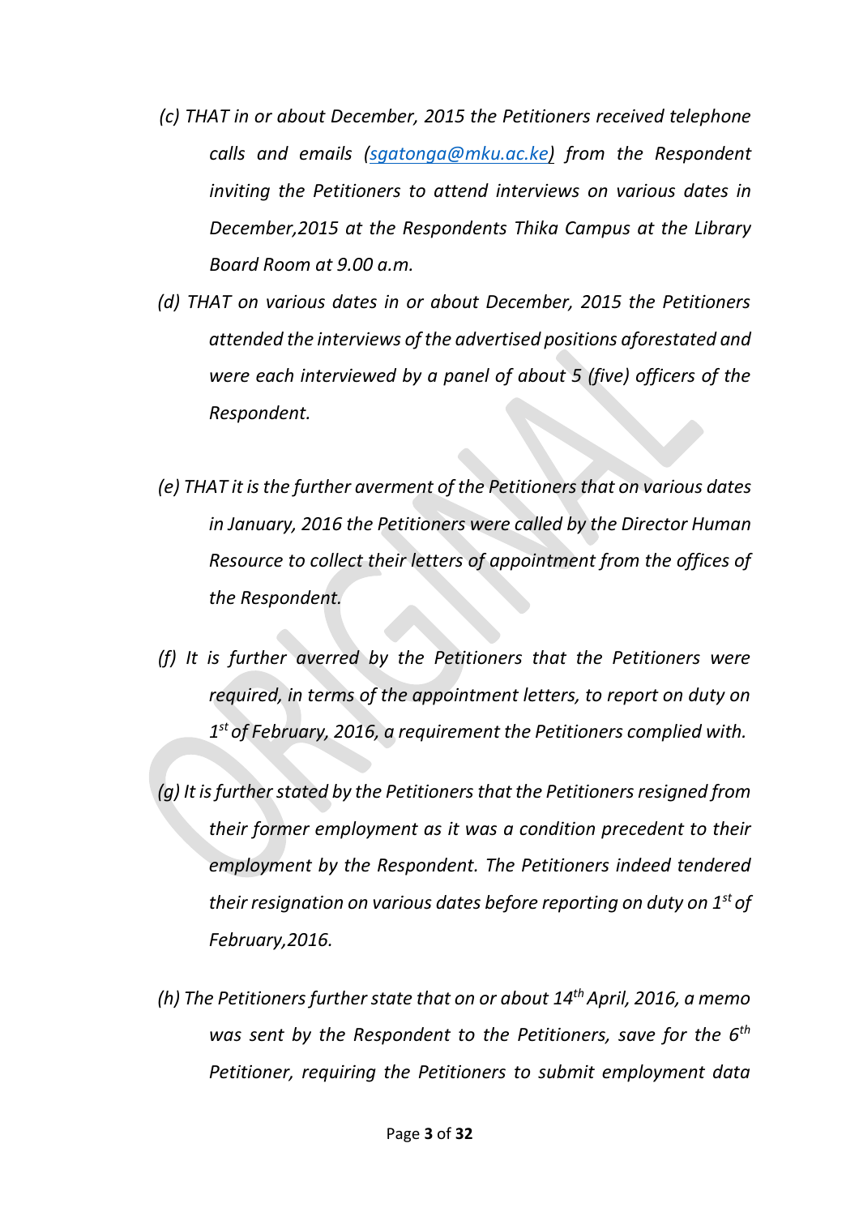*(c) THAT in or about December, 2015 the Petitioners received telephone calls and emails (sgatonga@mku.ac.ke) from the Respondent inviting the Petitioners to attend interviews on various dates in December,2015 at the Respondents Thika Campus at the Library Board Room at 9.00 a.m.*

*(d) THAT on various dates in or about December, 2015 the Petitioners attended the interviews of the advertised positions aforestated and were each interviewed by a panel of about 5 (five) officers of the Respondent.*

*(e) THAT it is the further averment of the Petitioners that on various dates in January, 2016 the Petitioners were called by the Director Human Resource to collect their letters of appointment from the offices of the Respondent.*

*(f) It is further averred by the Petitioners that the Petitioners were required, in terms of the appointment letters, to report on duty on 1st of February, 2016, a requirement the Petitioners complied with.*

*(g) It is further stated by the Petitioners that the Petitioners resigned from their former employment as it was a condition precedent to their employment by the Respondent. The Petitioners indeed tendered their resignation on various dates before reporting on duty on 1st of February,2016.*

*(h) The Petitioners further state that on or about 14th April, 2016, a memo was sent by the Respondent to the Petitioners, save for the 6th Petitioner, requiring the Petitioners to submit employment data*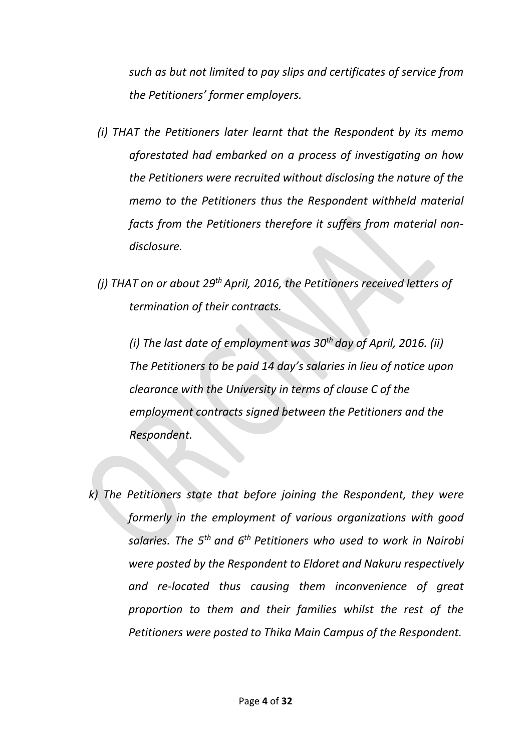*such as but not limited to pay slips and certificates of service from the Petitioners' former employers.*

*(i) THAT the Petitioners later learnt that the Respondent by its memo aforestated had embarked on a process of investigating on how the Petitioners were recruited without disclosing the nature of the memo to the Petitioners thus the Respondent withheld material facts from the Petitioners therefore it suffers from material non-disclosure.*

*(j) THAT on or about 29th April, 2016, the Petitioners received letters of termination of their contracts.*

*(i) The last date of employment was 30th day of April, 2016. (ii) The Petitioners to be paid 14 day's salaries in lieu of notice upon clearance with the University in terms of clause C of the employment contracts signed between the Petitioners and the Respondent.*

*k) The Petitioners state that before joining the Respondent, they were formerly in the employment of various organizations with good salaries. The 5th and 6th Petitioners who used to work in Nairobi were posted by the Respondent to Eldoret and Nakuru respectively and re-located thus causing them inconvenience of great proportion to them and their families whilst the rest of the Petitioners were posted to Thika Main Campus of the Respondent.*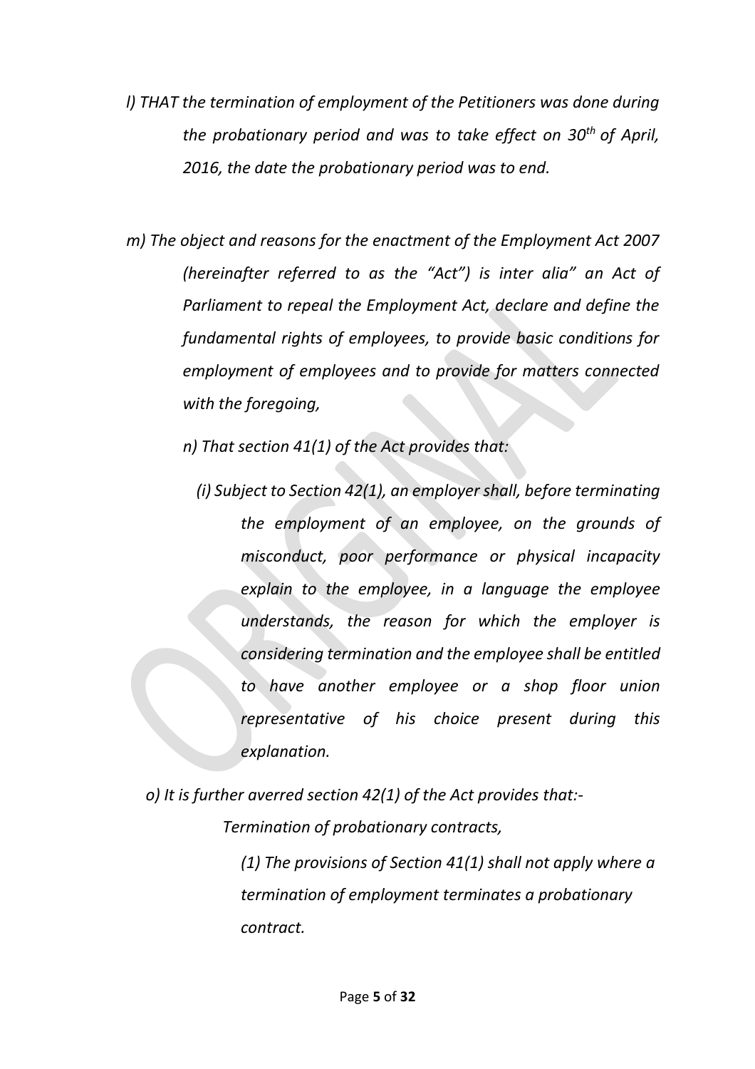*l) THAT the termination of employment of the Petitioners was done during the probationary period and was to take effect on 30th of April, 2016, the date the probationary period was to end.*

*m) The object and reasons for the enactment of the Employment Act 2007 (hereinafter referred to as the "Act") is inter alia" an Act of Parliament to repeal the Employment Act, declare and define the fundamental rights of employees, to provide basic conditions for employment of employees and to provide for matters connected with the foregoing,*

*n) That section 41(1) of the Act provides that:*

*(i) Subject to Section 42(1), an employer shall, before terminating the employment of an employee, on the grounds of misconduct, poor performance or physical incapacity explain to the employee, in a language the employee understands, the reason for which the employer is considering termination and the employee shall be entitled to have another employee or a shop floor union representative of his choice present during this explanation.*

*o) It is further averred section 42(1) of the Act provides that:-*

*Termination of probationary contracts,*

*(1) The provisions of Section 41(1) shall not apply where a termination of employment terminates a probationary contract.*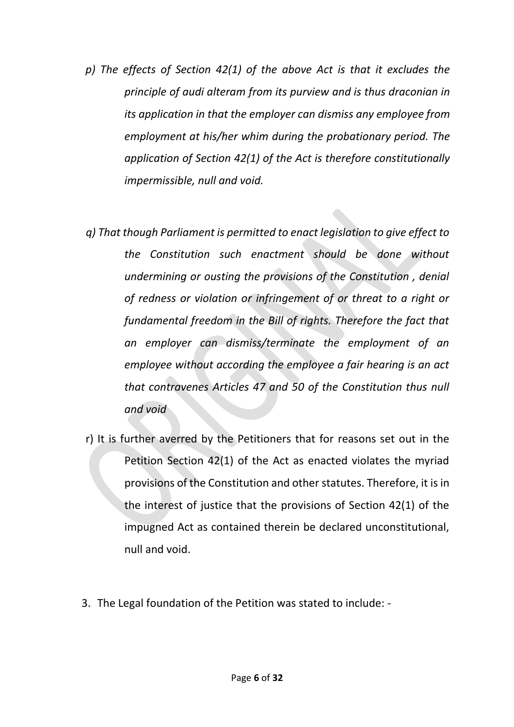*p) The effects of Section 42(1) of the above Act is that it excludes the principle of audi alteram from its purview and is thus draconian in its application in that the employer can dismiss any employee from employment at his/her whim during the probationary period. The application of Section 42(1) of the Act is therefore constitutionally impermissible, null and void.*

*q) That though Parliament is permitted to enact legislation to give effect to the Constitution such enactment should be done without undermining or ousting the provisions of the Constitution , denial of redness or violation or infringement of or threat to a right or fundamental freedom in the Bill of rights. Therefore the fact that an employer can dismiss/terminate the employment of an employee without according the employee a fair hearing is an act that contravenes Articles 47 and 50 of the Constitution thus null and void*

r) It is further averred by the Petitioners that for reasons set out in the Petition Section 42(1) of the Act as enacted violates the myriad provisions of the Constitution and other statutes. Therefore, it is in the interest of justice that the provisions of Section 42(1) of the impugned Act as contained therein be declared unconstitutional, null and void.

3. The Legal foundation of the Petition was stated to include: -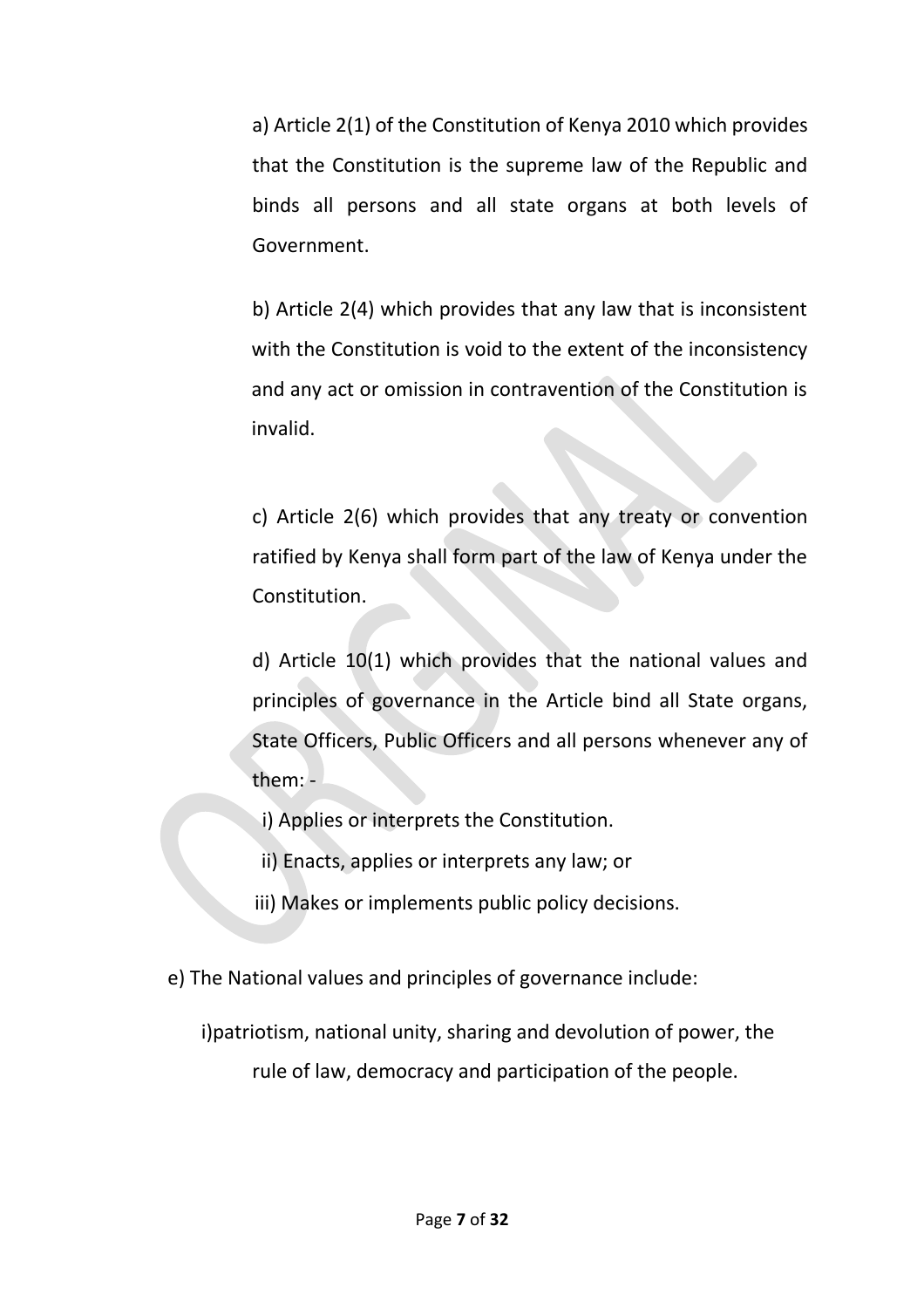a) Article 2(1) of the Constitution of Kenya 2010 which provides that the Constitution is the supreme law of the Republic and binds all persons and all state organs at both levels of Government.

b) Article 2(4) which provides that any law that is inconsistent with the Constitution is void to the extent of the inconsistency and any act or omission in contravention of the Constitution is invalid.

c) Article 2(6) which provides that any treaty or convention ratified by Kenya shall form part of the law of Kenya under the Constitution.

d) Article 10(1) which provides that the national values and principles of governance in the Article bind all State organs, State Officers, Public Officers and all persons whenever any of them: -

i) Applies or interprets the Constitution.

ii) Enacts, applies or interprets any law; or

iii) Makes or implements public policy decisions.

e) The National values and principles of governance include:

i)patriotism, national unity, sharing and devolution of power, the rule of law, democracy and participation of the people.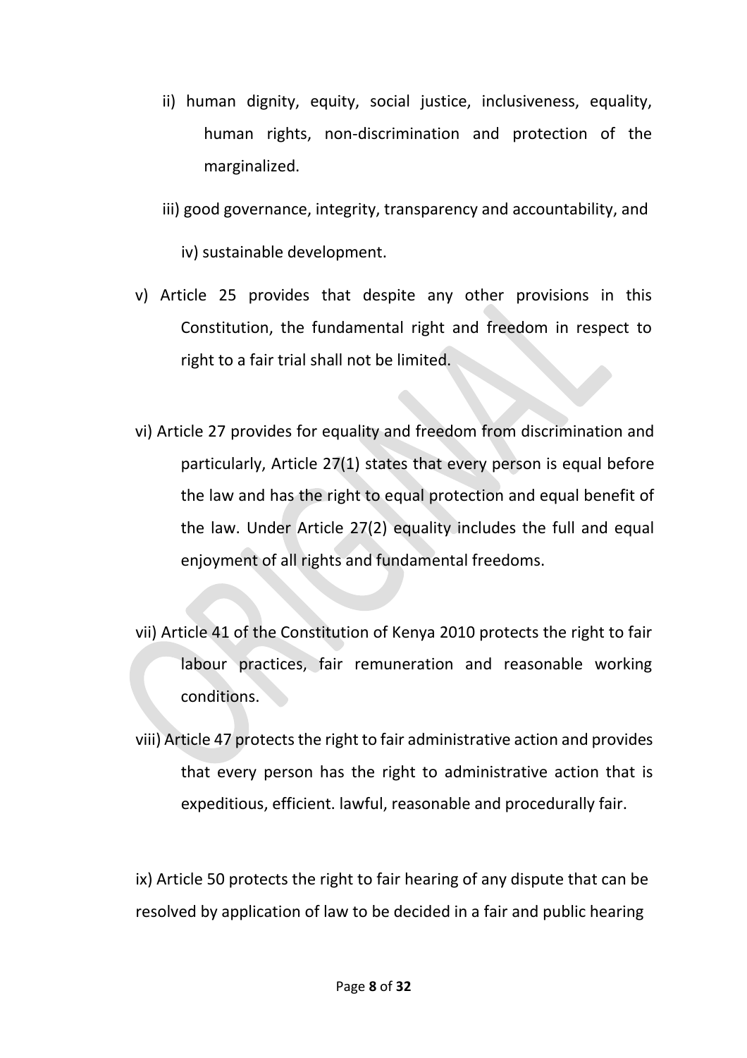ii) human dignity, equity, social justice, inclusiveness, equality, human rights, non-discrimination and protection of the marginalized.

iii) good governance, integrity, transparency and accountability, and

iv) sustainable development.

v) Article 25 provides that despite any other provisions in this Constitution, the fundamental right and freedom in respect to right to a fair trial shall not be limited.

vi) Article 27 provides for equality and freedom from discrimination and particularly, Article 27(1) states that every person is equal before the law and has the right to equal protection and equal benefit of the law. Under Article 27(2) equality includes the full and equal enjoyment of all rights and fundamental freedoms.

vii) Article 41 of the Constitution of Kenya 2010 protects the right to fair labour practices, fair remuneration and reasonable working conditions.

viii) Article 47 protects the right to fair administrative action and provides that every person has the right to administrative action that is expeditious, efficient. lawful, reasonable and procedurally fair.

ix) Article 50 protects the right to fair hearing of any dispute that can be resolved by application of law to be decided in a fair and public hearing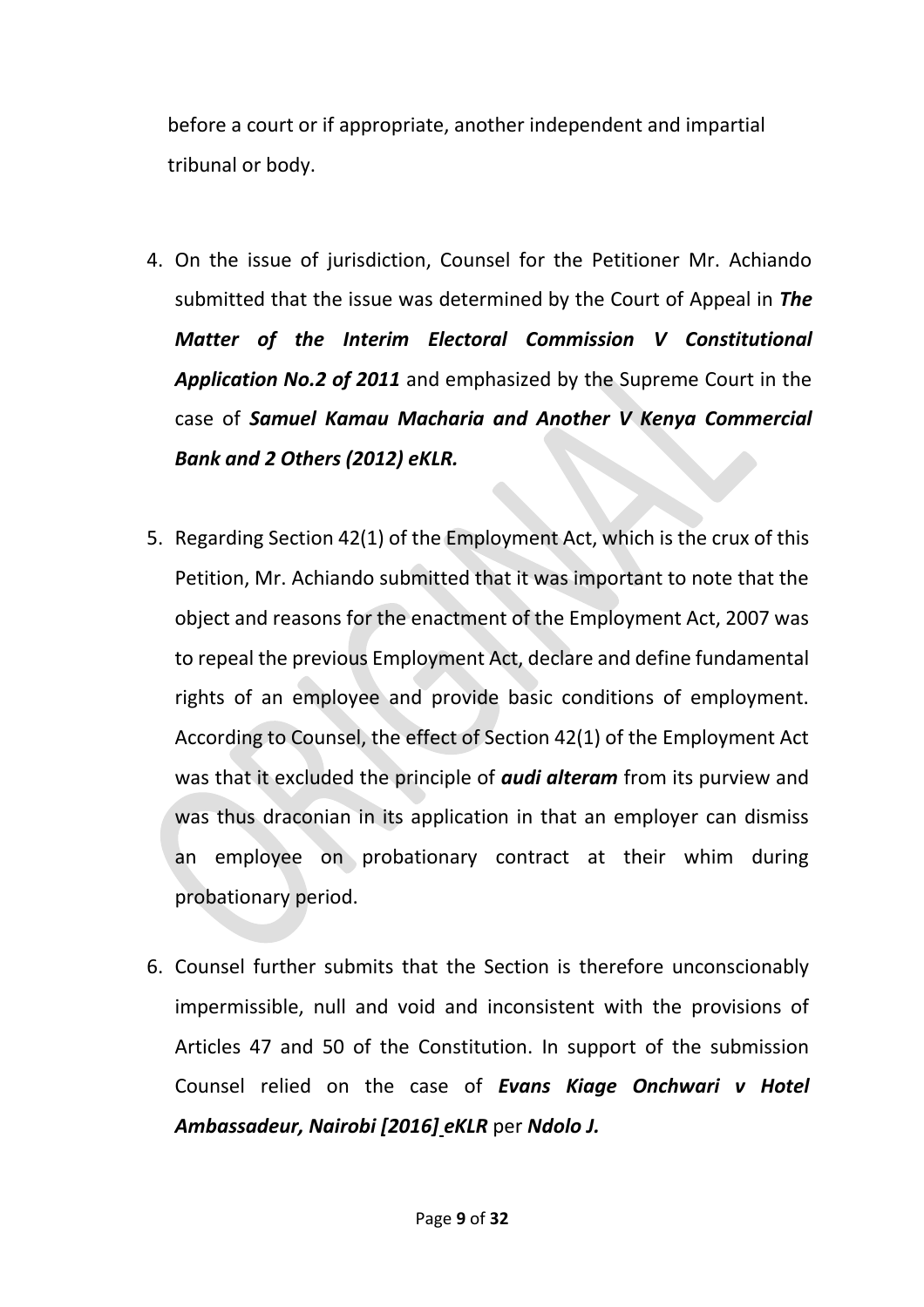before a court or if appropriate, another independent and impartial tribunal or body.

4. On the issue of jurisdiction, Counsel for the Petitioner Mr. Achiando submitted that the issue was determined by the Court of Appeal in ***The Matter of the Interim Electoral Commission V Constitutional Application No.2 of 2011*** and emphasized by the Supreme Court in the case of ***Samuel Kamau Macharia and Another V Kenya Commercial Bank and 2 Others (2012) eKLR.***

5. Regarding Section 42(1) of the Employment Act, which is the crux of this Petition, Mr. Achiando submitted that it was important to note that the object and reasons for the enactment of the Employment Act, 2007 was to repeal the previous Employment Act, declare and define fundamental rights of an employee and provide basic conditions of employment. According to Counsel, the effect of Section 42(1) of the Employment Act was that it excluded the principle of ***audi alteram*** from its purview and was thus draconian in its application in that an employer can dismiss an employee on probationary contract at their whim during probationary period.

6. Counsel further submits that the Section is therefore unconscionably impermissible, null and void and inconsistent with the provisions of Articles 47 and 50 of the Constitution. In support of the submission Counsel relied on the case of ***Evans Kiage Onchwari v Hotel Ambassadeur, Nairobi [2016] eKLR*** per ***Ndolo J.***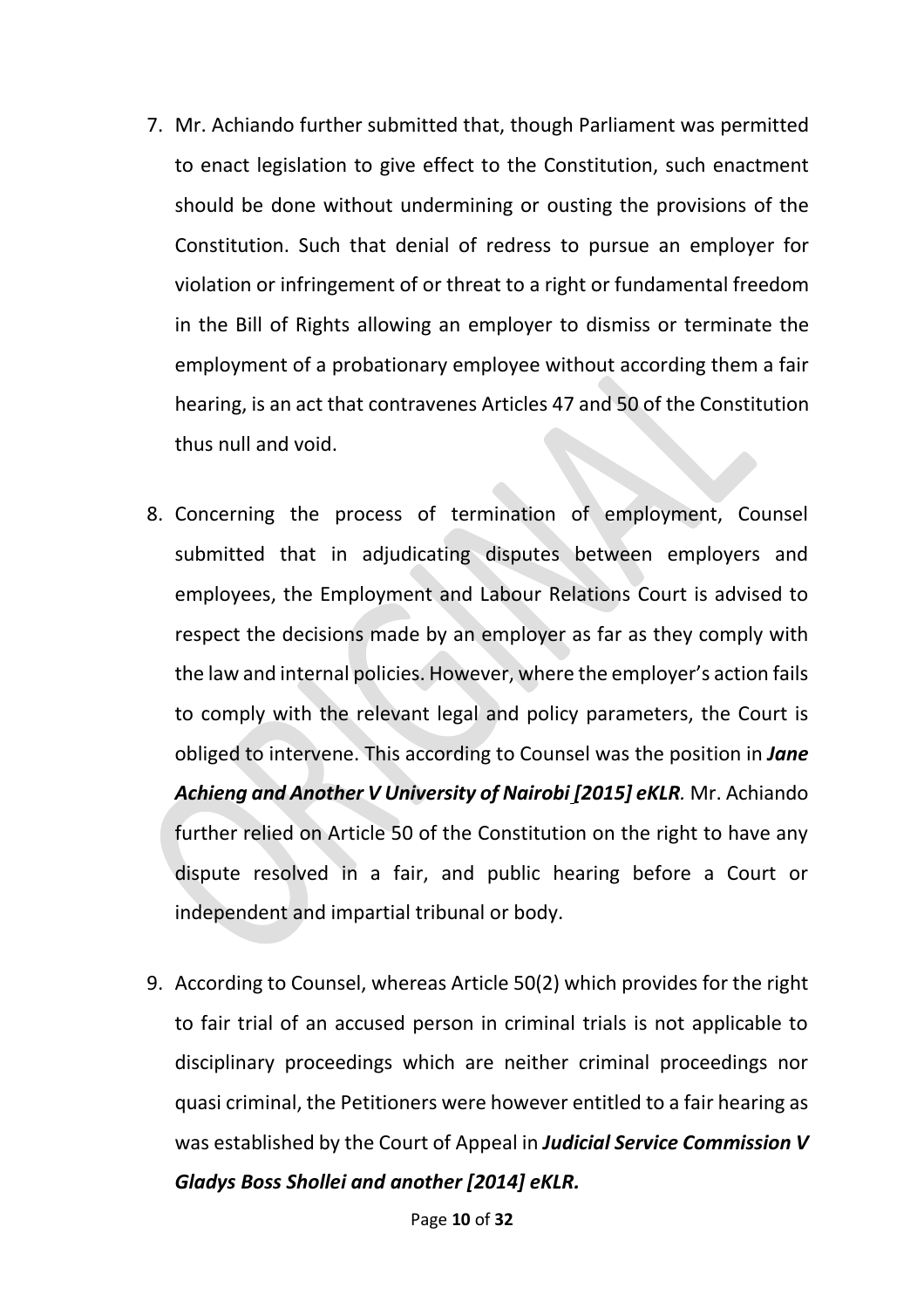7. Mr. Achiando further submitted that, though Parliament was permitted to enact legislation to give effect to the Constitution, such enactment should be done without undermining or ousting the provisions of the Constitution. Such that denial of redress to pursue an employer for violation or infringement of or threat to a right or fundamental freedom in the Bill of Rights allowing an employer to dismiss or terminate the employment of a probationary employee without according them a fair hearing, is an act that contravenes Articles 47 and 50 of the Constitution thus null and void.

8. Concerning the process of termination of employment, Counsel submitted that in adjudicating disputes between employers and employees, the Employment and Labour Relations Court is advised to respect the decisions made by an employer as far as they comply with the law and internal policies. However, where the employer's action fails to comply with the relevant legal and policy parameters, the Court is obliged to intervene. This according to Counsel was the position in ***Jane Achieng and Another V University of Nairobi [2015] eKLR.*** Mr. Achiando further relied on Article 50 of the Constitution on the right to have any dispute resolved in a fair, and public hearing before a Court or independent and impartial tribunal or body.

9. According to Counsel, whereas Article 50(2) which provides for the right to fair trial of an accused person in criminal trials is not applicable to disciplinary proceedings which are neither criminal proceedings nor quasi criminal, the Petitioners were however entitled to a fair hearing as was established by the Court of Appeal in ***Judicial Service Commission V Gladys Boss Shollei and another [2014] eKLR.***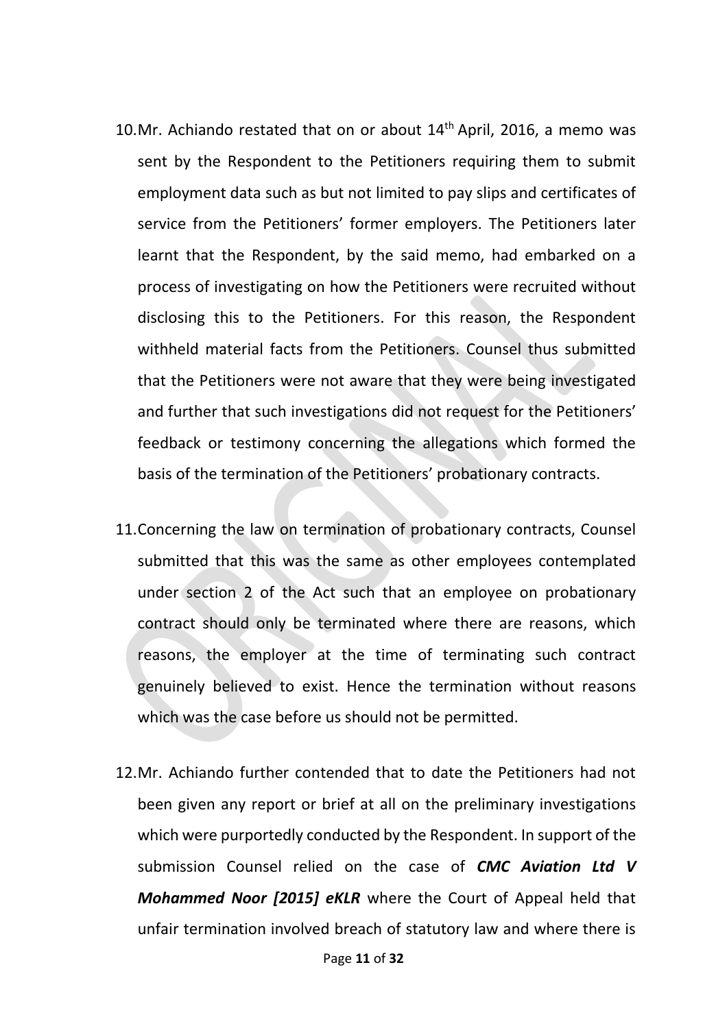10. Mr. Achiando restated that on or about 14th April, 2016, a memo was sent by the Respondent to the Petitioners requiring them to submit employment data such as but not limited to pay slips and certificates of service from the Petitioners' former employers. The Petitioners later learnt that the Respondent, by the said memo, had embarked on a process of investigating on how the Petitioners were recruited without disclosing this to the Petitioners. For this reason, the Respondent withheld material facts from the Petitioners. Counsel thus submitted that the Petitioners were not aware that they were being investigated and further that such investigations did not request for the Petitioners' feedback or testimony concerning the allegations which formed the basis of the termination of the Petitioners' probationary contracts.

11. Concerning the law on termination of probationary contracts, Counsel submitted that this was the same as other employees contemplated under section 2 of the Act such that an employee on probationary contract should only be terminated where there are reasons, which reasons, the employer at the time of terminating such contract genuinely believed to exist. Hence the termination without reasons which was the case before us should not be permitted.

12. Mr. Achiando further contended that to date the Petitioners had not been given any report or brief at all on the preliminary investigations which were purportedly conducted by the Respondent. In support of the submission Counsel relied on the case of ***CMC Aviation Ltd V Mohammed Noor [2015] eKLR*** where the Court of Appeal held that unfair termination involved breach of statutory law and where there is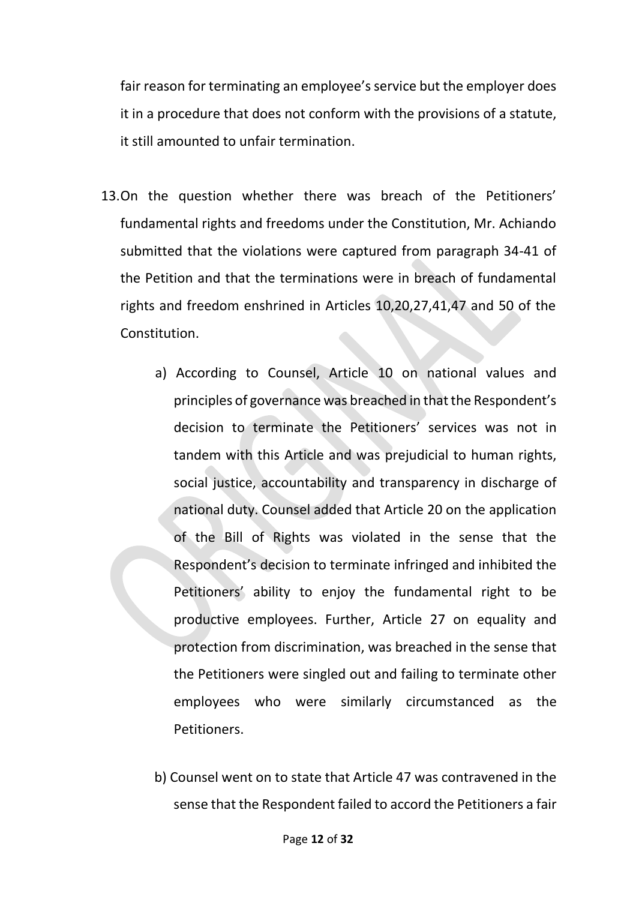fair reason for terminating an employee's service but the employer does it in a procedure that does not conform with the provisions of a statute, it still amounted to unfair termination.

13. On the question whether there was breach of the Petitioners' fundamental rights and freedoms under the Constitution, Mr. Achiando submitted that the violations were captured from paragraph 34-41 of the Petition and that the terminations were in breach of fundamental rights and freedom enshrined in Articles 10,20,27,41,47 and 50 of the Constitution.

    a) According to Counsel, Article 10 on national values and principles of governance was breached in that the Respondent's decision to terminate the Petitioners' services was not in tandem with this Article and was prejudicial to human rights, social justice, accountability and transparency in discharge of national duty. Counsel added that Article 20 on the application of the Bill of Rights was violated in the sense that the Respondent's decision to terminate infringed and inhibited the Petitioners' ability to enjoy the fundamental right to be productive employees. Further, Article 27 on equality and protection from discrimination, was breached in the sense that the Petitioners were singled out and failing to terminate other employees who were similarly circumstanced as the Petitioners.

    b) Counsel went on to state that Article 47 was contravened in the sense that the Respondent failed to accord the Petitioners a fair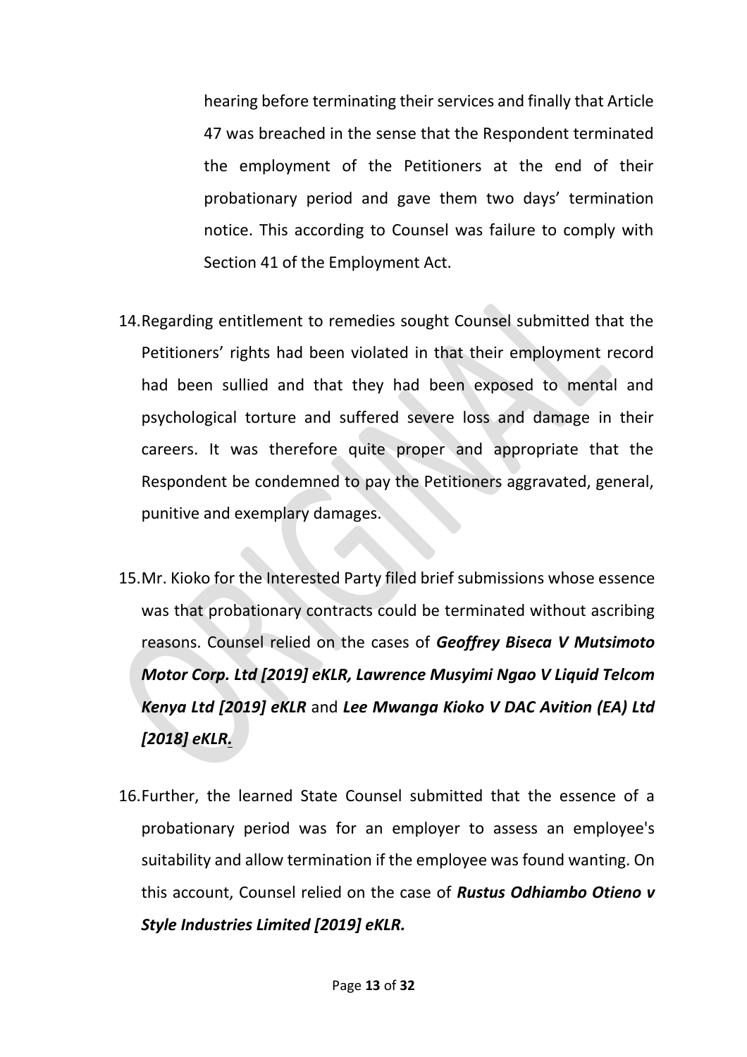hearing before terminating their services and finally that Article 47 was breached in the sense that the Respondent terminated the employment of the Petitioners at the end of their probationary period and gave them two days' termination notice. This according to Counsel was failure to comply with Section 41 of the Employment Act.

14. Regarding entitlement to remedies sought Counsel submitted that the Petitioners' rights had been violated in that their employment record had been sullied and that they had been exposed to mental and psychological torture and suffered severe loss and damage in their careers. It was therefore quite proper and appropriate that the Respondent be condemned to pay the Petitioners aggravated, general, punitive and exemplary damages.

15. Mr. Kioko for the Interested Party filed brief submissions whose essence was that probationary contracts could be terminated without ascribing reasons. Counsel relied on the cases of ***Geoffrey Biseca V Mutsimoto Motor Corp. Ltd [2019] eKLR, Lawrence Musyimi Ngao V Liquid Telcom Kenya Ltd [2019] eKLR*** and ***Lee Mwanga Kioko V DAC Avition (EA) Ltd [2018] eKLR.***

16. Further, the learned State Counsel submitted that the essence of a probationary period was for an employer to assess an employee's suitability and allow termination if the employee was found wanting. On this account, Counsel relied on the case of ***Rustus Odhiambo Otieno v Style Industries Limited [2019] eKLR.***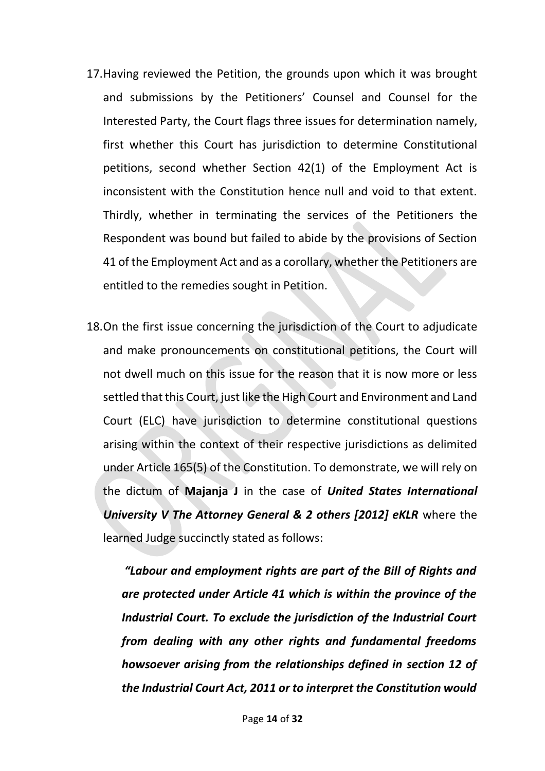17. Having reviewed the Petition, the grounds upon which it was brought and submissions by the Petitioners' Counsel and Counsel for the Interested Party, the Court flags three issues for determination namely, first whether this Court has jurisdiction to determine Constitutional petitions, second whether Section 42(1) of the Employment Act is inconsistent with the Constitution hence null and void to that extent. Thirdly, whether in terminating the services of the Petitioners the Respondent was bound but failed to abide by the provisions of Section 41 of the Employment Act and as a corollary, whether the Petitioners are entitled to the remedies sought in Petition.

18. On the first issue concerning the jurisdiction of the Court to adjudicate and make pronouncements on constitutional petitions, the Court will not dwell much on this issue for the reason that it is now more or less settled that this Court, just like the High Court and Environment and Land Court (ELC) have jurisdiction to determine constitutional questions arising within the context of their respective jurisdictions as delimited under Article 165(5) of the Constitution. To demonstrate, we will rely on the dictum of **Majanja J** in the case of ***United States International University V The Attorney General & 2 others [2012] eKLR*** where the learned Judge succinctly stated as follows:

***"Labour and employment rights are part of the Bill of Rights and are protected under Article 41 which is within the province of the Industrial Court. To exclude the jurisdiction of the Industrial Court from dealing with any other rights and fundamental freedoms howsoever arising from the relationships defined in section 12 of the Industrial Court Act, 2011 or to interpret the Constitution would***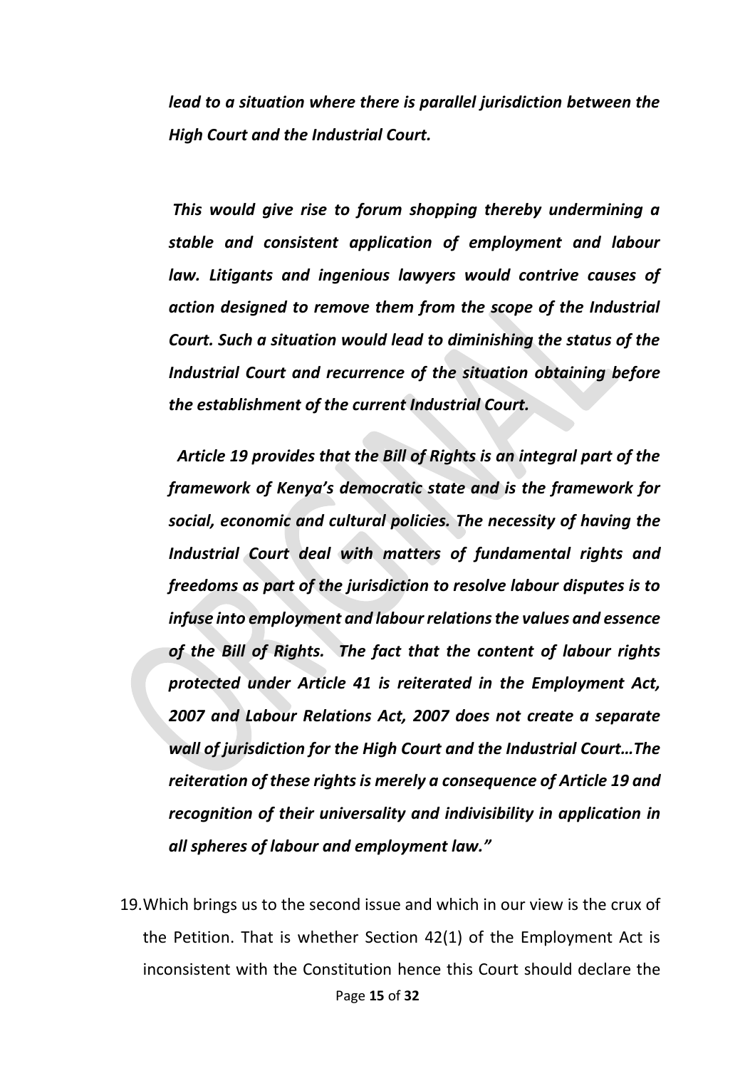***lead to a situation where there is parallel jurisdiction between the High Court and the Industrial Court.***

***This would give rise to forum shopping thereby undermining a stable and consistent application of employment and labour law. Litigants and ingenious lawyers would contrive causes of action designed to remove them from the scope of the Industrial Court. Such a situation would lead to diminishing the status of the Industrial Court and recurrence of the situation obtaining before the establishment of the current Industrial Court.***

***Article 19 provides that the Bill of Rights is an integral part of the framework of Kenya's democratic state and is the framework for social, economic and cultural policies. The necessity of having the Industrial Court deal with matters of fundamental rights and freedoms as part of the jurisdiction to resolve labour disputes is to infuse into employment and labour relations the values and essence of the Bill of Rights. The fact that the content of labour rights protected under Article 41 is reiterated in the Employment Act, 2007 and Labour Relations Act, 2007 does not create a separate wall of jurisdiction for the High Court and the Industrial Court…The reiteration of these rights is merely a consequence of Article 19 and recognition of their universality and indivisibility in application in all spheres of labour and employment law."***

19. Which brings us to the second issue and which in our view is the crux of the Petition. That is whether Section 42(1) of the Employment Act is inconsistent with the Constitution hence this Court should declare the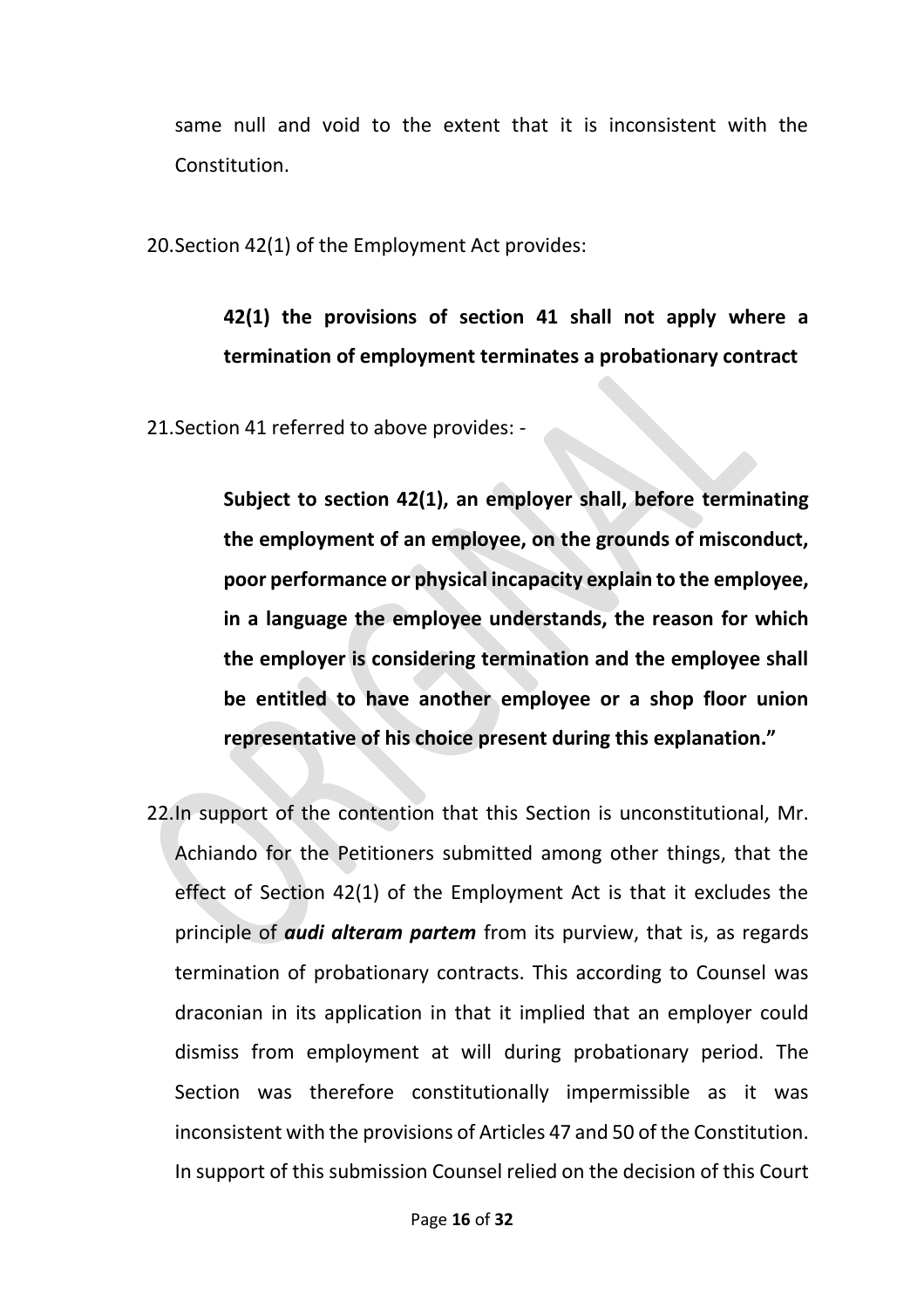same null and void to the extent that it is inconsistent with the Constitution.

20. Section 42(1) of the Employment Act provides:

> **42(1) the provisions of section 41 shall not apply where a termination of employment terminates a probationary contract**

21. Section 41 referred to above provides: -

> **Subject to section 42(1), an employer shall, before terminating the employment of an employee, on the grounds of misconduct, poor performance or physical incapacity explain to the employee, in a language the employee understands, the reason for which the employer is considering termination and the employee shall be entitled to have another employee or a shop floor union representative of his choice present during this explanation."**

22. In support of the contention that this Section is unconstitutional, Mr. Achiando for the Petitioners submitted among other things, that the effect of Section 42(1) of the Employment Act is that it excludes the principle of ***audi alteram partem*** from its purview, that is, as regards termination of probationary contracts. This according to Counsel was draconian in its application in that it implied that an employer could dismiss from employment at will during probationary period. The Section was therefore constitutionally impermissible as it was inconsistent with the provisions of Articles 47 and 50 of the Constitution. In support of this submission Counsel relied on the decision of this Court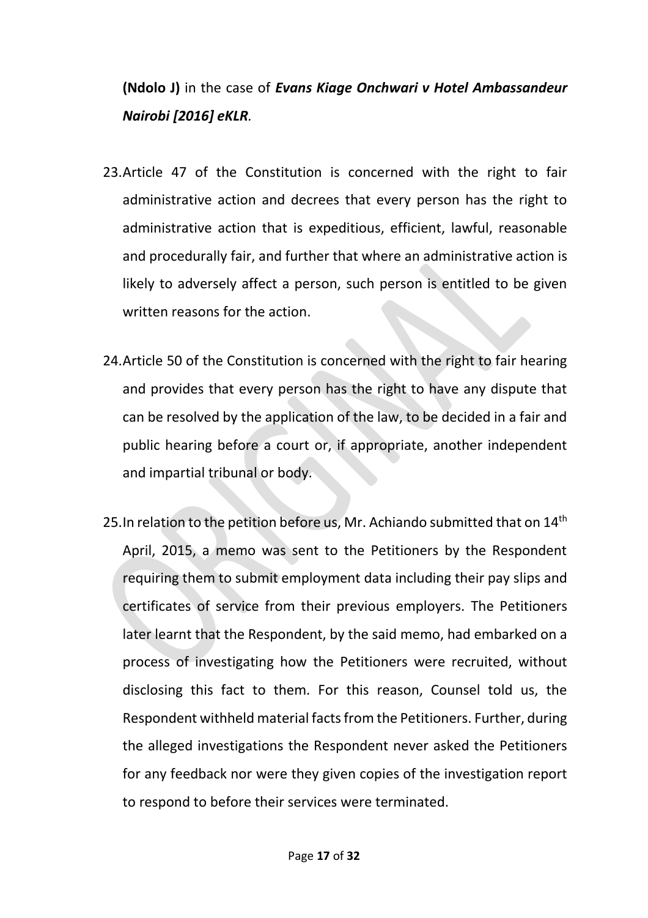**(Ndolo J)** in the case of ***Evans Kiage Onchwari v Hotel Ambassandeur Nairobi [2016] eKLR.***

23. Article 47 of the Constitution is concerned with the right to fair administrative action and decrees that every person has the right to administrative action that is expeditious, efficient, lawful, reasonable and procedurally fair, and further that where an administrative action is likely to adversely affect a person, such person is entitled to be given written reasons for the action.

24. Article 50 of the Constitution is concerned with the right to fair hearing and provides that every person has the right to have any dispute that can be resolved by the application of the law, to be decided in a fair and public hearing before a court or, if appropriate, another independent and impartial tribunal or body.

25. In relation to the petition before us, Mr. Achiando submitted that on 14th April, 2015, a memo was sent to the Petitioners by the Respondent requiring them to submit employment data including their pay slips and certificates of service from their previous employers. The Petitioners later learnt that the Respondent, by the said memo, had embarked on a process of investigating how the Petitioners were recruited, without disclosing this fact to them. For this reason, Counsel told us, the Respondent withheld material facts from the Petitioners. Further, during the alleged investigations the Respondent never asked the Petitioners for any feedback nor were they given copies of the investigation report to respond to before their services were terminated.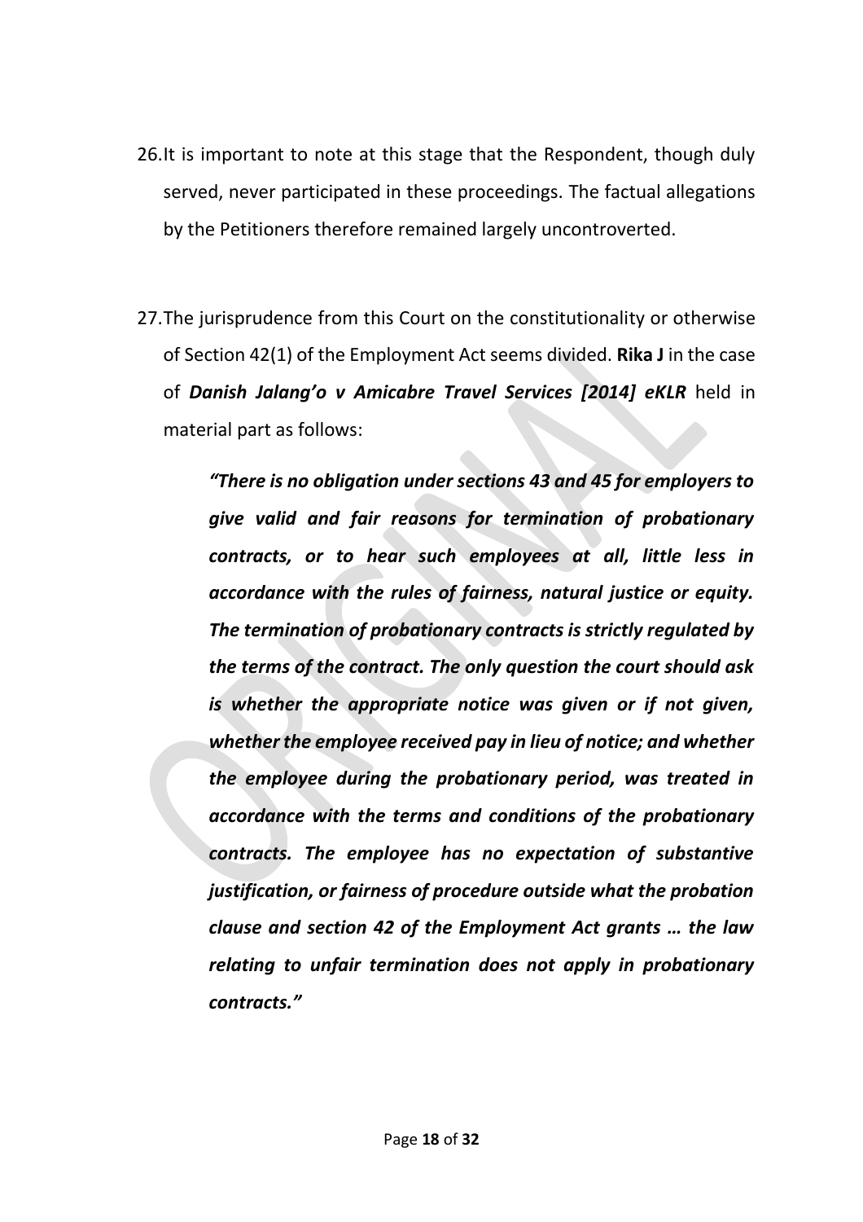26. It is important to note at this stage that the Respondent, though duly served, never participated in these proceedings. The factual allegations by the Petitioners therefore remained largely uncontroverted.

27. The jurisprudence from this Court on the constitutionality or otherwise of Section 42(1) of the Employment Act seems divided. **Rika J** in the case of ***Danish Jalang'o v Amicabre Travel Services [2014] eKLR*** held in material part as follows:

> ***"There is no obligation under sections 43 and 45 for employers to give valid and fair reasons for termination of probationary contracts, or to hear such employees at all, little less in accordance with the rules of fairness, natural justice or equity. The termination of probationary contracts is strictly regulated by the terms of the contract. The only question the court should ask is whether the appropriate notice was given or if not given, whether the employee received pay in lieu of notice; and whether the employee during the probationary period, was treated in accordance with the terms and conditions of the probationary contracts. The employee has no expectation of substantive justification, or fairness of procedure outside what the probation clause and section 42 of the Employment Act grants … the law relating to unfair termination does not apply in probationary contracts."***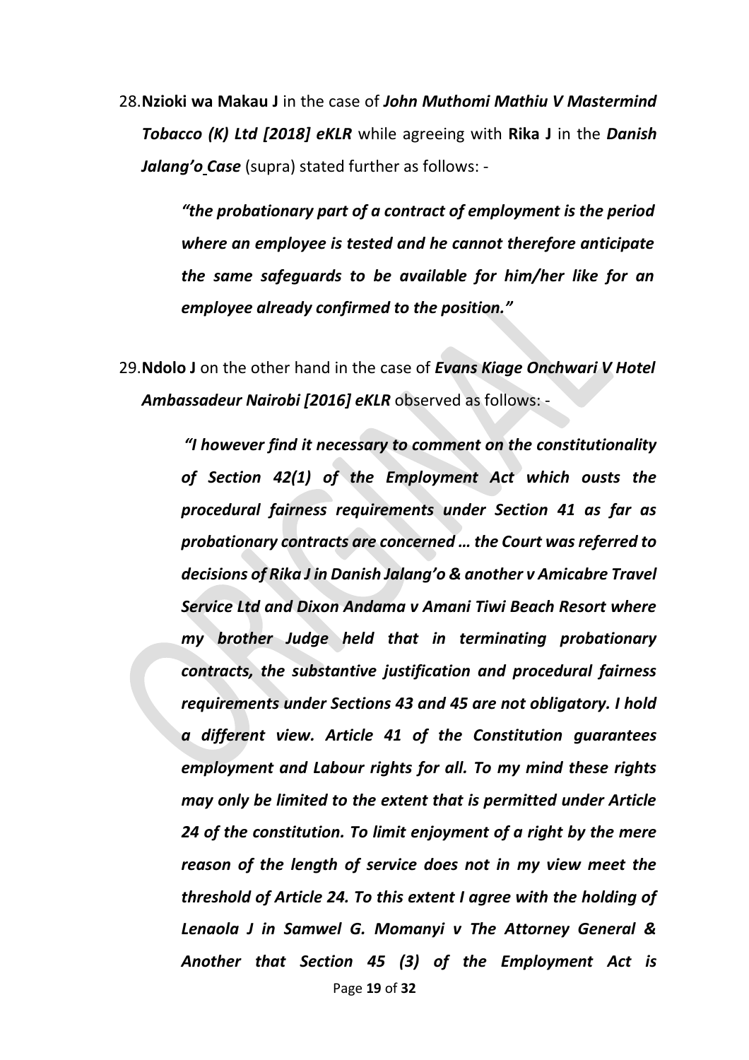28.**Nzioki wa Makau J** in the case of ***John Muthomi Mathiu V Mastermind Tobacco (K) Ltd [2018] eKLR*** while agreeing with **Rika J** in the ***Danish Jalang'o Case*** (supra) stated further as follows: -

> ***"the probationary part of a contract of employment is the period where an employee is tested and he cannot therefore anticipate the same safeguards to be available for him/her like for an employee already confirmed to the position."***

29.**Ndolo J** on the other hand in the case of ***Evans Kiage Onchwari V Hotel Ambassadeur Nairobi [2016] eKLR*** observed as follows: -

> ***"I however find it necessary to comment on the constitutionality of Section 42(1) of the Employment Act which ousts the procedural fairness requirements under Section 41 as far as probationary contracts are concerned … the Court was referred to decisions of Rika J in Danish Jalang'o & another v Amicabre Travel Service Ltd and Dixon Andama v Amani Tiwi Beach Resort where my brother Judge held that in terminating probationary contracts, the substantive justification and procedural fairness requirements under Sections 43 and 45 are not obligatory. I hold a different view. Article 41 of the Constitution guarantees employment and Labour rights for all. To my mind these rights may only be limited to the extent that is permitted under Article 24 of the constitution. To limit enjoyment of a right by the mere reason of the length of service does not in my view meet the threshold of Article 24. To this extent I agree with the holding of Lenaola J in Samwel G. Momanyi v The Attorney General & Another that Section 45 (3) of the Employment Act is***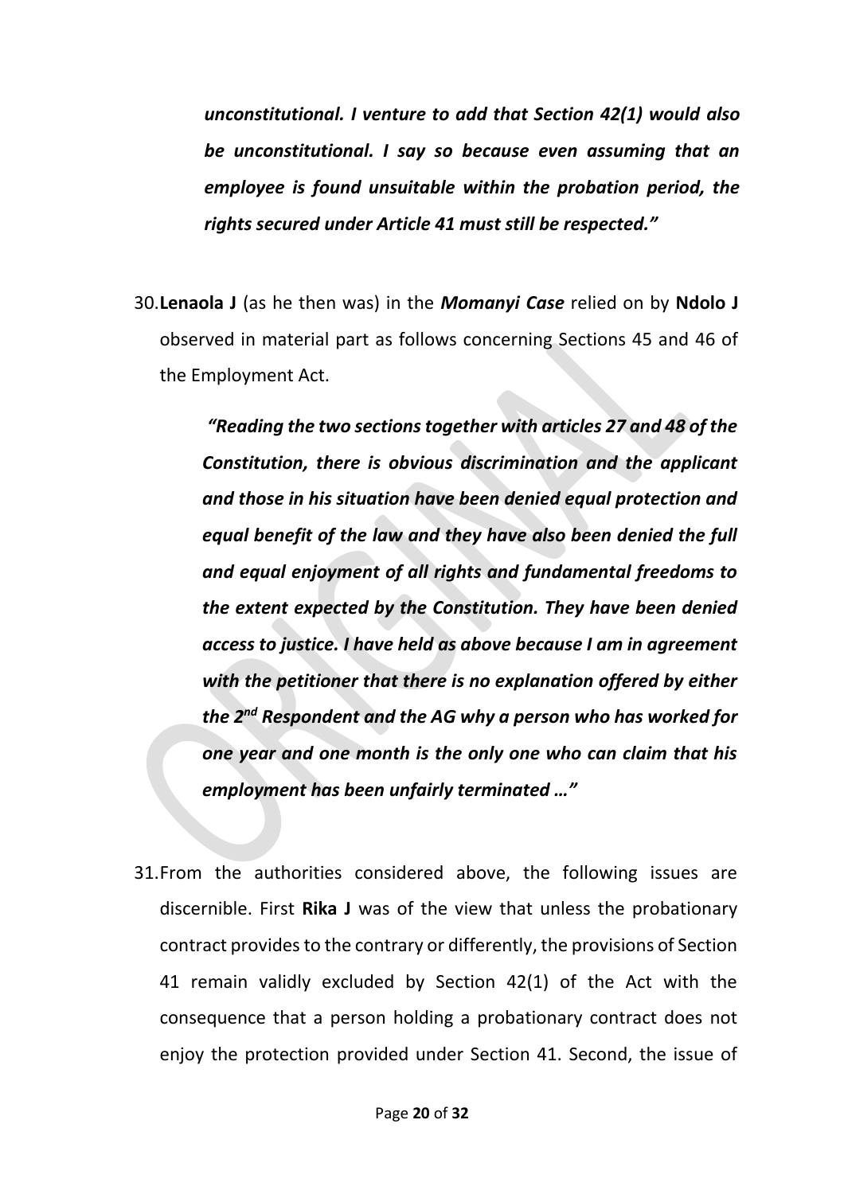> ***unconstitutional. I venture to add that Section 42(1) would also be unconstitutional. I say so because even assuming that an employee is found unsuitable within the probation period, the rights secured under Article 41 must still be respected."***

30. **Lenaola J** (as he then was) in the ***Momanyi Case*** relied on by **Ndolo J** observed in material part as follows concerning Sections 45 and 46 of the Employment Act.

> ***"Reading the two sections together with articles 27 and 48 of the Constitution, there is obvious discrimination and the applicant and those in his situation have been denied equal protection and equal benefit of the law and they have also been denied the full and equal enjoyment of all rights and fundamental freedoms to the extent expected by the Constitution. They have been denied access to justice. I have held as above because I am in agreement with the petitioner that there is no explanation offered by either the 2nd Respondent and the AG why a person who has worked for one year and one month is the only one who can claim that his employment has been unfairly terminated …"***

31. From the authorities considered above, the following issues are discernible. First **Rika J** was of the view that unless the probationary contract provides to the contrary or differently, the provisions of Section 41 remain validly excluded by Section 42(1) of the Act with the consequence that a person holding a probationary contract does not enjoy the protection provided under Section 41. Second, the issue of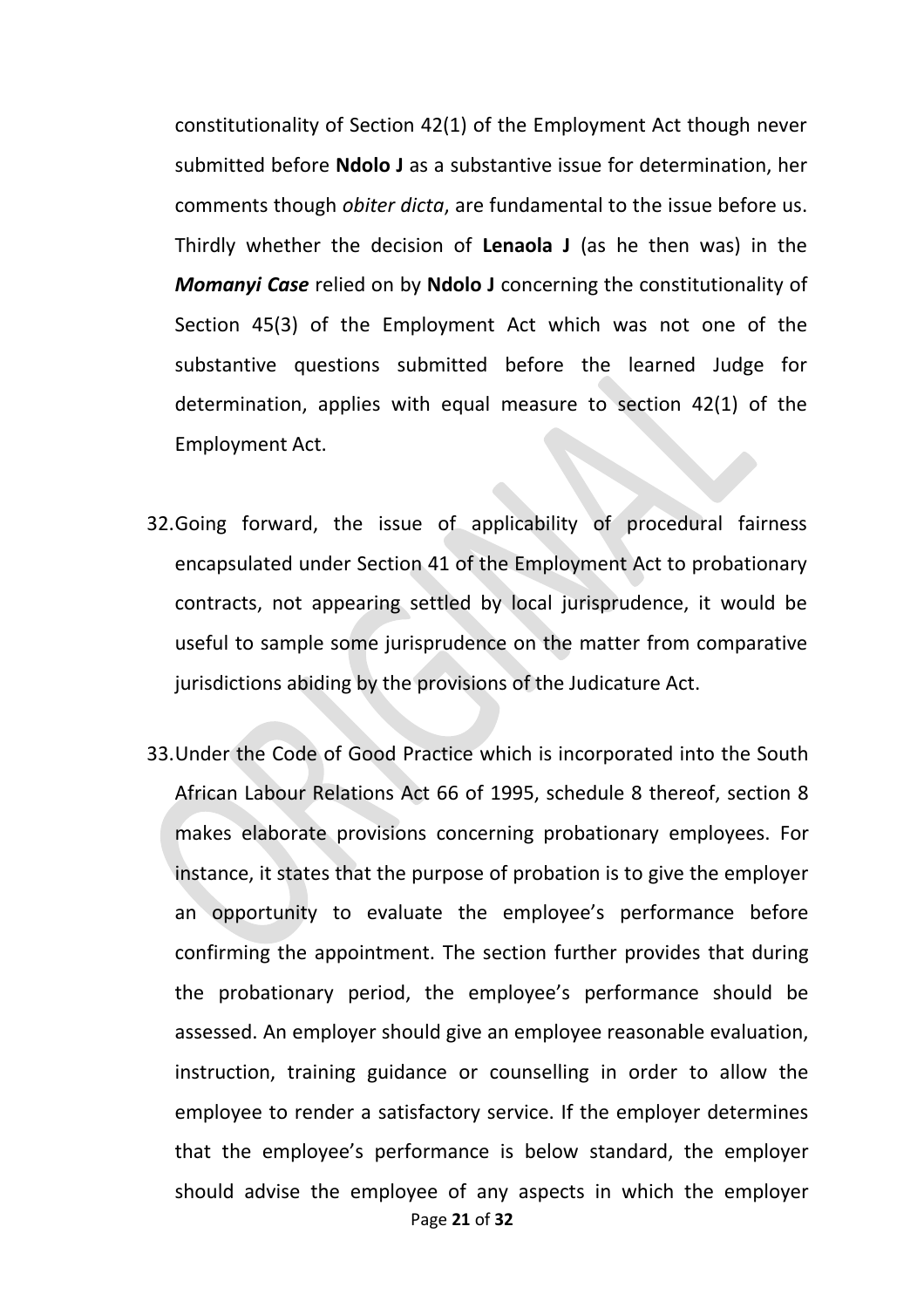constitutionality of Section 42(1) of the Employment Act though never submitted before **Ndolo J** as a substantive issue for determination, her comments though *obiter dicta*, are fundamental to the issue before us. Thirdly whether the decision of **Lenaola J** (as he then was) in the ***Momanyi Case*** relied on by **Ndolo J** concerning the constitutionality of Section 45(3) of the Employment Act which was not one of the substantive questions submitted before the learned Judge for determination, applies with equal measure to section 42(1) of the Employment Act.

32. Going forward, the issue of applicability of procedural fairness encapsulated under Section 41 of the Employment Act to probationary contracts, not appearing settled by local jurisprudence, it would be useful to sample some jurisprudence on the matter from comparative jurisdictions abiding by the provisions of the Judicature Act.

33. Under the Code of Good Practice which is incorporated into the South African Labour Relations Act 66 of 1995, schedule 8 thereof, section 8 makes elaborate provisions concerning probationary employees. For instance, it states that the purpose of probation is to give the employer an opportunity to evaluate the employee's performance before confirming the appointment. The section further provides that during the probationary period, the employee's performance should be assessed. An employer should give an employee reasonable evaluation, instruction, training guidance or counselling in order to allow the employee to render a satisfactory service. If the employer determines that the employee's performance is below standard, the employer should advise the employee of any aspects in which the employer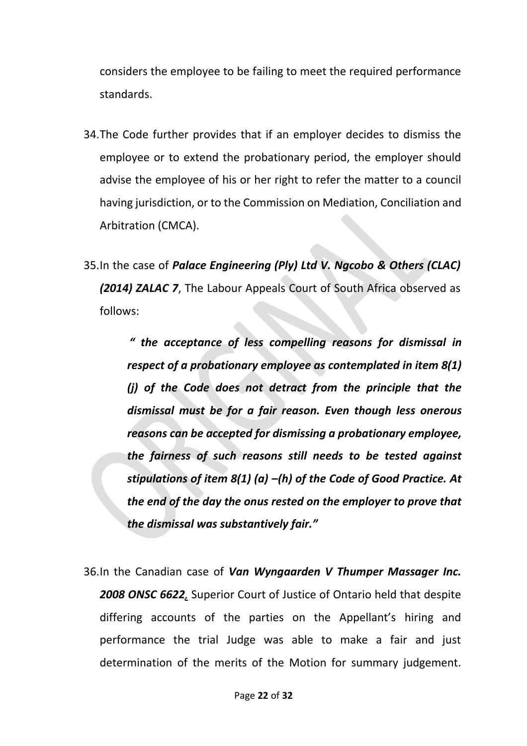considers the employee to be failing to meet the required performance standards.

34. The Code further provides that if an employer decides to dismiss the employee or to extend the probationary period, the employer should advise the employee of his or her right to refer the matter to a council having jurisdiction, or to the Commission on Mediation, Conciliation and Arbitration (CMCA).

35. In the case of ***Palace Engineering (Ply) Ltd V. Ngcobo & Others (CLAC) (2014) ZALAC 7***, The Labour Appeals Court of South Africa observed as follows:

    ***" the acceptance of less compelling reasons for dismissal in respect of a probationary employee as contemplated in item 8(1) (j) of the Code does not detract from the principle that the dismissal must be for a fair reason. Even though less onerous reasons can be accepted for dismissing a probationary employee, the fairness of such reasons still needs to be tested against stipulations of item 8(1) (a) –(h) of the Code of Good Practice. At the end of the day the onus rested on the employer to prove that the dismissal was substantively fair."***

36. In the Canadian case of ***Van Wyngaarden V Thumper Massager Inc. 2008 ONSC 6622*,** Superior Court of Justice of Ontario held that despite differing accounts of the parties on the Appellant's hiring and performance the trial Judge was able to make a fair and just determination of the merits of the Motion for summary judgement.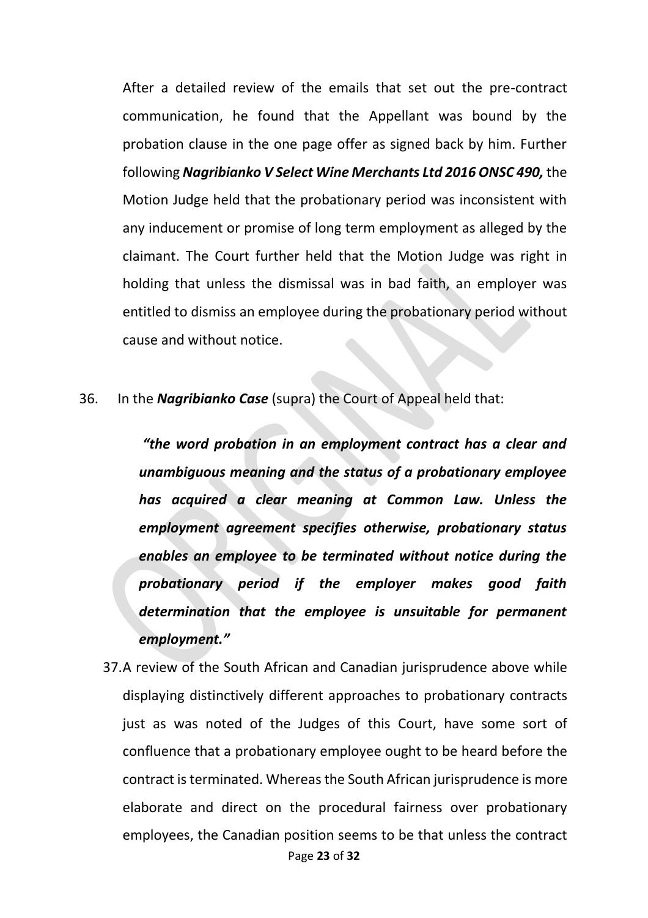After a detailed review of the emails that set out the pre-contract communication, he found that the Appellant was bound by the probation clause in the one page offer as signed back by him. Further following ***Nagribianko V Select Wine Merchants Ltd 2016 ONSC 490,*** the Motion Judge held that the probationary period was inconsistent with any inducement or promise of long term employment as alleged by the claimant. The Court further held that the Motion Judge was right in holding that unless the dismissal was in bad faith, an employer was entitled to dismiss an employee during the probationary period without cause and without notice.

36. In the ***Nagribianko Case*** (supra) the Court of Appeal held that:

> ***"the word probation in an employment contract has a clear and unambiguous meaning and the status of a probationary employee has acquired a clear meaning at Common Law. Unless the employment agreement specifies otherwise, probationary status enables an employee to be terminated without notice during the probationary period if the employer makes good faith determination that the employee is unsuitable for permanent employment."***

37. A review of the South African and Canadian jurisprudence above while displaying distinctively different approaches to probationary contracts just as was noted of the Judges of this Court, have some sort of confluence that a probationary employee ought to be heard before the contract is terminated. Whereas the South African jurisprudence is more elaborate and direct on the procedural fairness over probationary employees, the Canadian position seems to be that unless the contract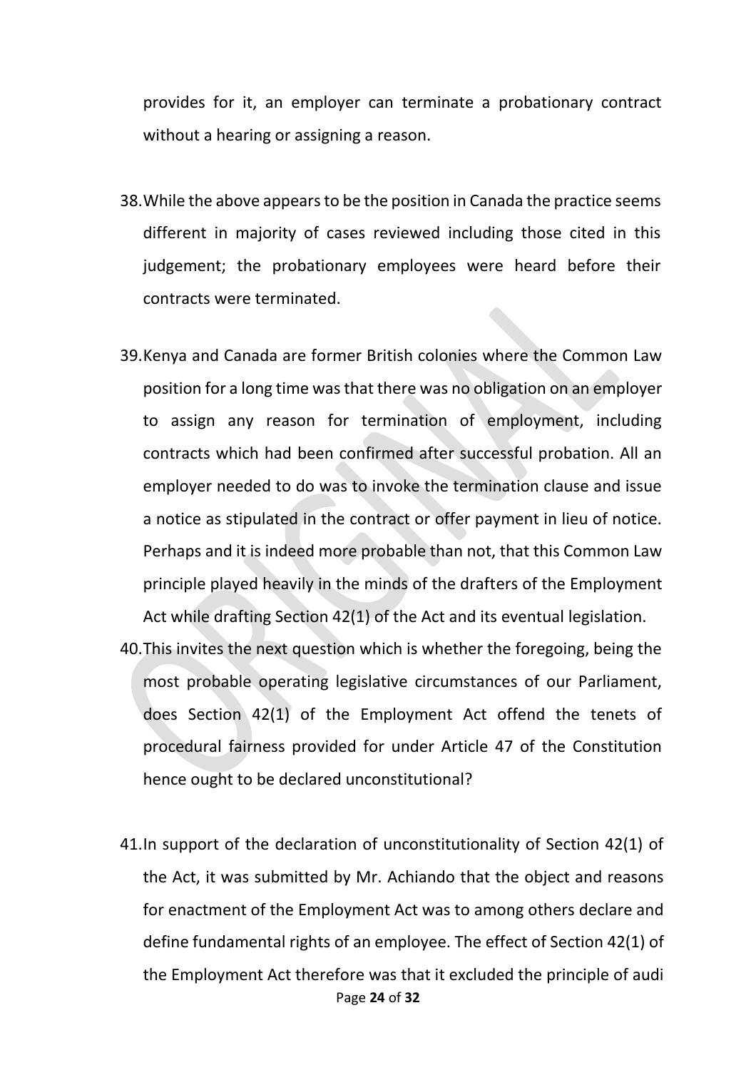provides for it, an employer can terminate a probationary contract without a hearing or assigning a reason.

38. While the above appears to be the position in Canada the practice seems different in majority of cases reviewed including those cited in this judgement; the probationary employees were heard before their contracts were terminated.

39. Kenya and Canada are former British colonies where the Common Law position for a long time was that there was no obligation on an employer to assign any reason for termination of employment, including contracts which had been confirmed after successful probation. All an employer needed to do was to invoke the termination clause and issue a notice as stipulated in the contract or offer payment in lieu of notice. Perhaps and it is indeed more probable than not, that this Common Law principle played heavily in the minds of the drafters of the Employment Act while drafting Section 42(1) of the Act and its eventual legislation.

40. This invites the next question which is whether the foregoing, being the most probable operating legislative circumstances of our Parliament, does Section 42(1) of the Employment Act offend the tenets of procedural fairness provided for under Article 47 of the Constitution hence ought to be declared unconstitutional?

41. In support of the declaration of unconstitutionality of Section 42(1) of the Act, it was submitted by Mr. Achiando that the object and reasons for enactment of the Employment Act was to among others declare and define fundamental rights of an employee. The effect of Section 42(1) of the Employment Act therefore was that it excluded the principle of audi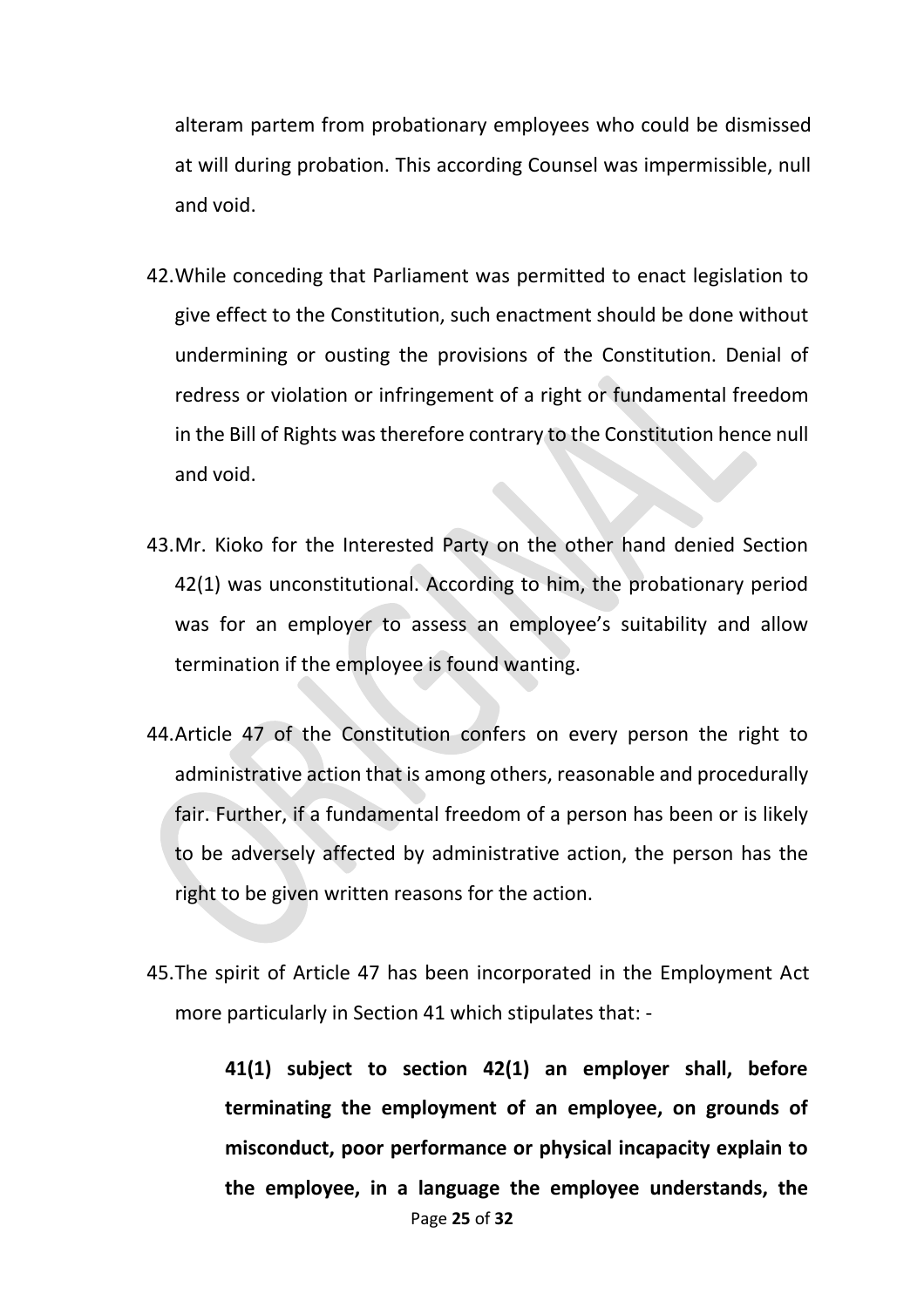alteram partem from probationary employees who could be dismissed at will during probation. This according Counsel was impermissible, null and void.

42. While conceding that Parliament was permitted to enact legislation to give effect to the Constitution, such enactment should be done without undermining or ousting the provisions of the Constitution. Denial of redress or violation or infringement of a right or fundamental freedom in the Bill of Rights was therefore contrary to the Constitution hence null and void.

43. Mr. Kioko for the Interested Party on the other hand denied Section 42(1) was unconstitutional. According to him, the probationary period was for an employer to assess an employee's suitability and allow termination if the employee is found wanting.

44. Article 47 of the Constitution confers on every person the right to administrative action that is among others, reasonable and procedurally fair. Further, if a fundamental freedom of a person has been or is likely to be adversely affected by administrative action, the person has the right to be given written reasons for the action.

45. The spirit of Article 47 has been incorporated in the Employment Act more particularly in Section 41 which stipulates that: -

> **41(1) subject to section 42(1) an employer shall, before terminating the employment of an employee, on grounds of misconduct, poor performance or physical incapacity explain to the employee, in a language the employee understands, the**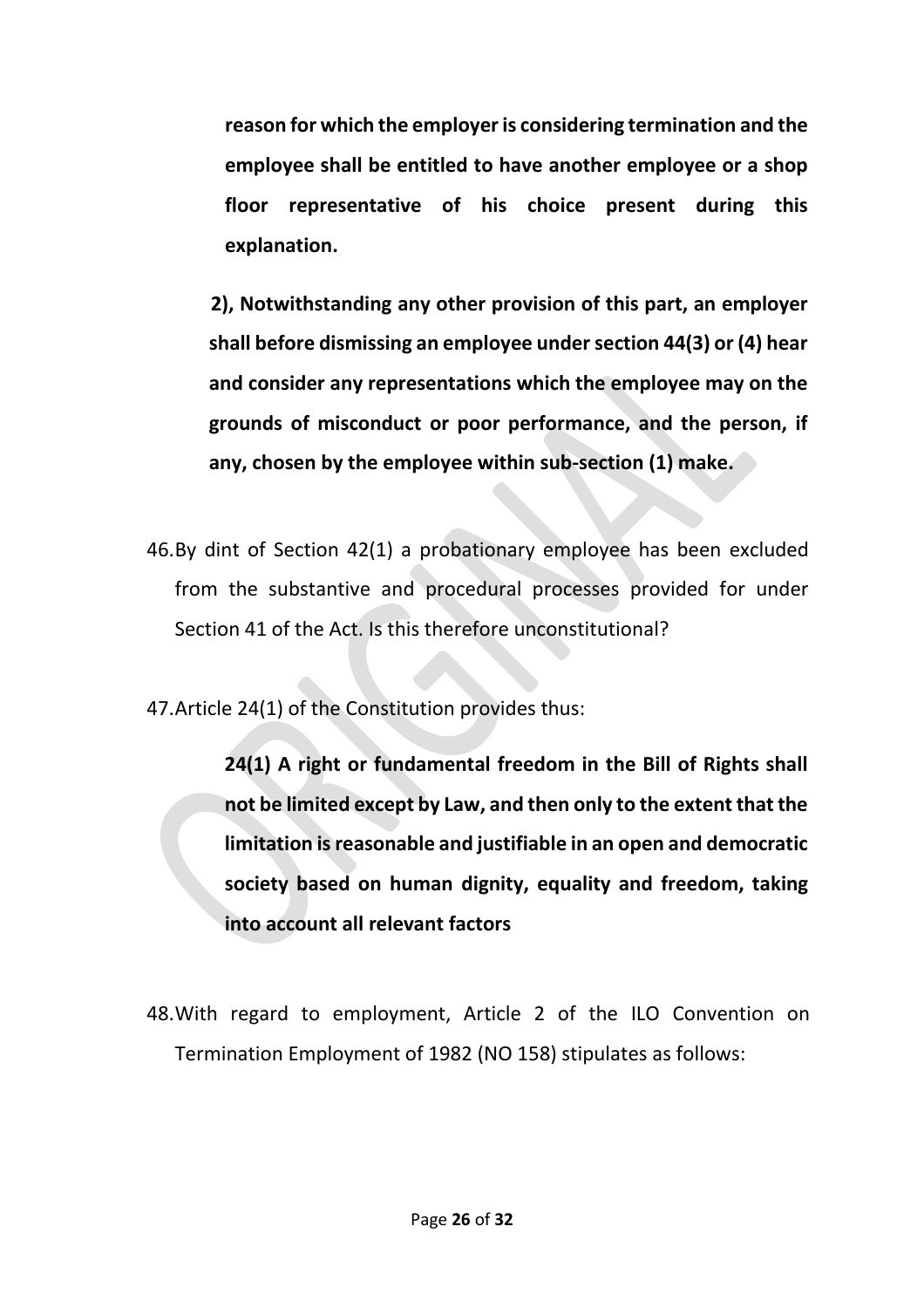**reason for which the employer is considering termination and the employee shall be entitled to have another employee or a shop floor representative of his choice present during this explanation.**

**2), Notwithstanding any other provision of this part, an employer shall before dismissing an employee under section 44(3) or (4) hear and consider any representations which the employee may on the grounds of misconduct or poor performance, and the person, if any, chosen by the employee within sub-section (1) make.**

46. By dint of Section 42(1) a probationary employee has been excluded from the substantive and procedural processes provided for under Section 41 of the Act. Is this therefore unconstitutional?

47. Article 24(1) of the Constitution provides thus:

> **24(1) A right or fundamental freedom in the Bill of Rights shall not be limited except by Law, and then only to the extent that the limitation is reasonable and justifiable in an open and democratic society based on human dignity, equality and freedom, taking into account all relevant factors**

48. With regard to employment, Article 2 of the ILO Convention on Termination Employment of 1982 (NO 158) stipulates as follows: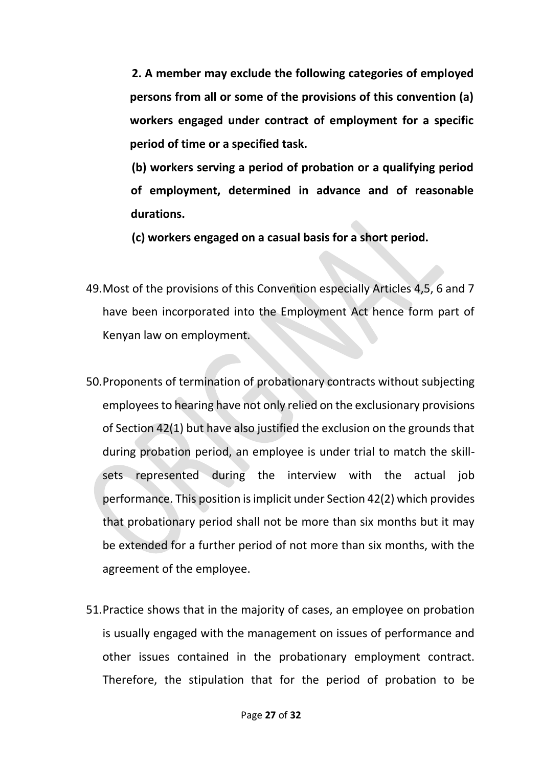**2. A member may exclude the following categories of employed persons from all or some of the provisions of this convention (a) workers engaged under contract of employment for a specific period of time or a specified task.**

**(b) workers serving a period of probation or a qualifying period of employment, determined in advance and of reasonable durations.**

**(c) workers engaged on a casual basis for a short period.**

49. Most of the provisions of this Convention especially Articles 4,5, 6 and 7 have been incorporated into the Employment Act hence form part of Kenyan law on employment.

50. Proponents of termination of probationary contracts without subjecting employees to hearing have not only relied on the exclusionary provisions of Section 42(1) but have also justified the exclusion on the grounds that during probation period, an employee is under trial to match the skill-sets represented during the interview with the actual job performance. This position is implicit under Section 42(2) which provides that probationary period shall not be more than six months but it may be extended for a further period of not more than six months, with the agreement of the employee.

51. Practice shows that in the majority of cases, an employee on probation is usually engaged with the management on issues of performance and other issues contained in the probationary employment contract. Therefore, the stipulation that for the period of probation to be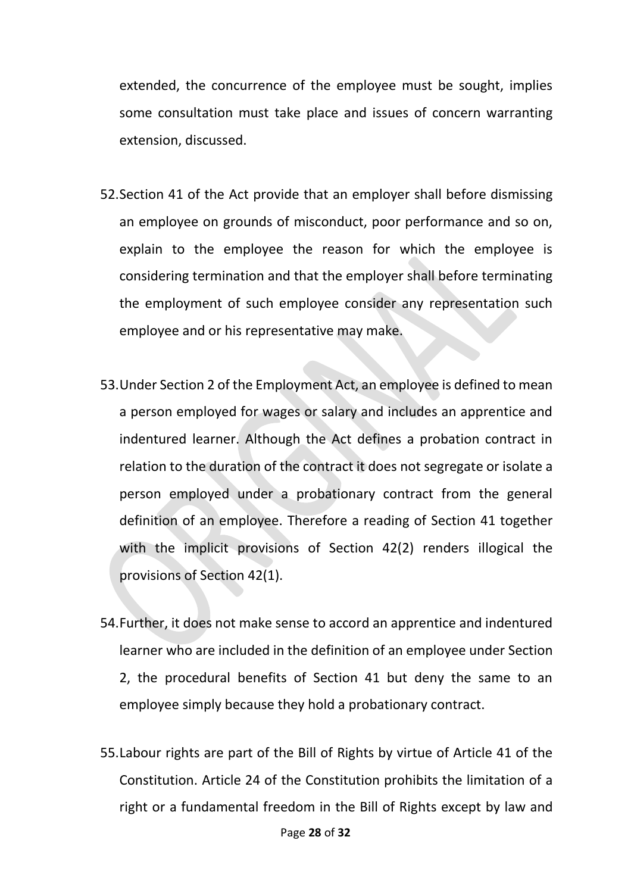extended, the concurrence of the employee must be sought, implies some consultation must take place and issues of concern warranting extension, discussed.

52. Section 41 of the Act provide that an employer shall before dismissing an employee on grounds of misconduct, poor performance and so on, explain to the employee the reason for which the employee is considering termination and that the employer shall before terminating the employment of such employee consider any representation such employee and or his representative may make.

53. Under Section 2 of the Employment Act, an employee is defined to mean a person employed for wages or salary and includes an apprentice and indentured learner. Although the Act defines a probation contract in relation to the duration of the contract it does not segregate or isolate a person employed under a probationary contract from the general definition of an employee. Therefore a reading of Section 41 together with the implicit provisions of Section 42(2) renders illogical the provisions of Section 42(1).

54. Further, it does not make sense to accord an apprentice and indentured learner who are included in the definition of an employee under Section 2, the procedural benefits of Section 41 but deny the same to an employee simply because they hold a probationary contract.

55. Labour rights are part of the Bill of Rights by virtue of Article 41 of the Constitution. Article 24 of the Constitution prohibits the limitation of a right or a fundamental freedom in the Bill of Rights except by law and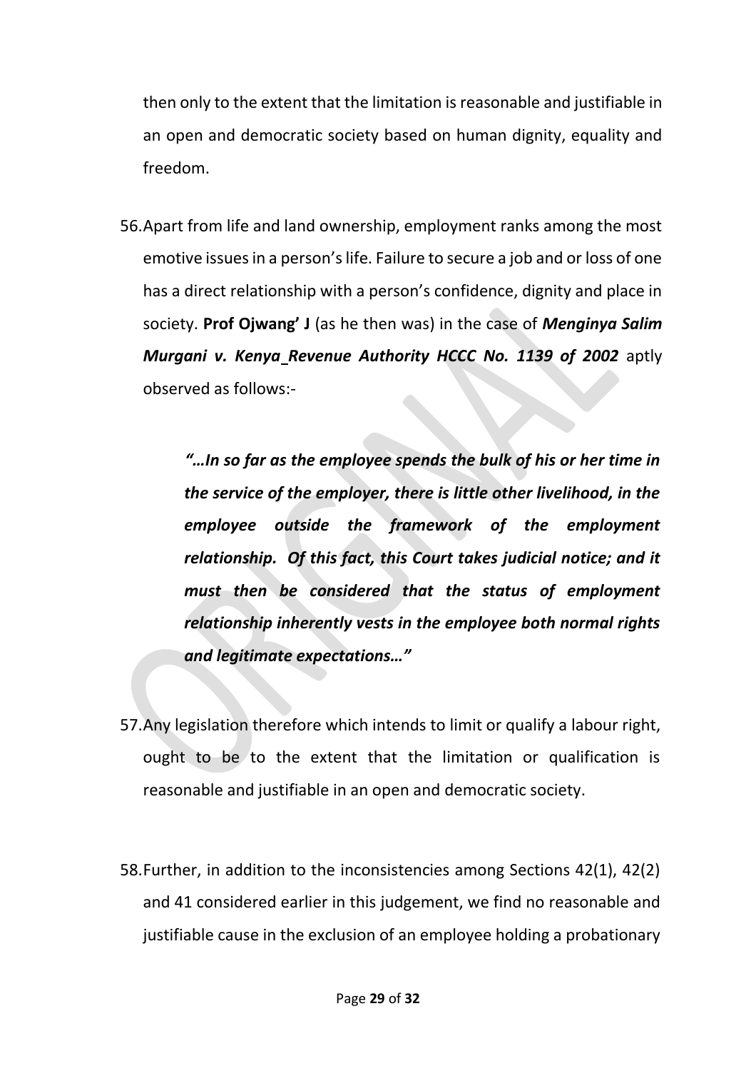then only to the extent that the limitation is reasonable and justifiable in an open and democratic society based on human dignity, equality and freedom.

56. Apart from life and land ownership, employment ranks among the most emotive issues in a person's life. Failure to secure a job and or loss of one has a direct relationship with a person's confidence, dignity and place in society. **Prof Ojwang' J** (as he then was) in the case of ***Menginya Salim Murgani v. Kenya Revenue Authority HCCC No. 1139 of 2002*** aptly observed as follows:-

    ***"…In so far as the employee spends the bulk of his or her time in the service of the employer, there is little other livelihood, in the employee outside the framework of the employment relationship. Of this fact, this Court takes judicial notice; and it must then be considered that the status of employment relationship inherently vests in the employee both normal rights and legitimate expectations…"***

57. Any legislation therefore which intends to limit or qualify a labour right, ought to be to the extent that the limitation or qualification is reasonable and justifiable in an open and democratic society.

58. Further, in addition to the inconsistencies among Sections 42(1), 42(2) and 41 considered earlier in this judgement, we find no reasonable and justifiable cause in the exclusion of an employee holding a probationary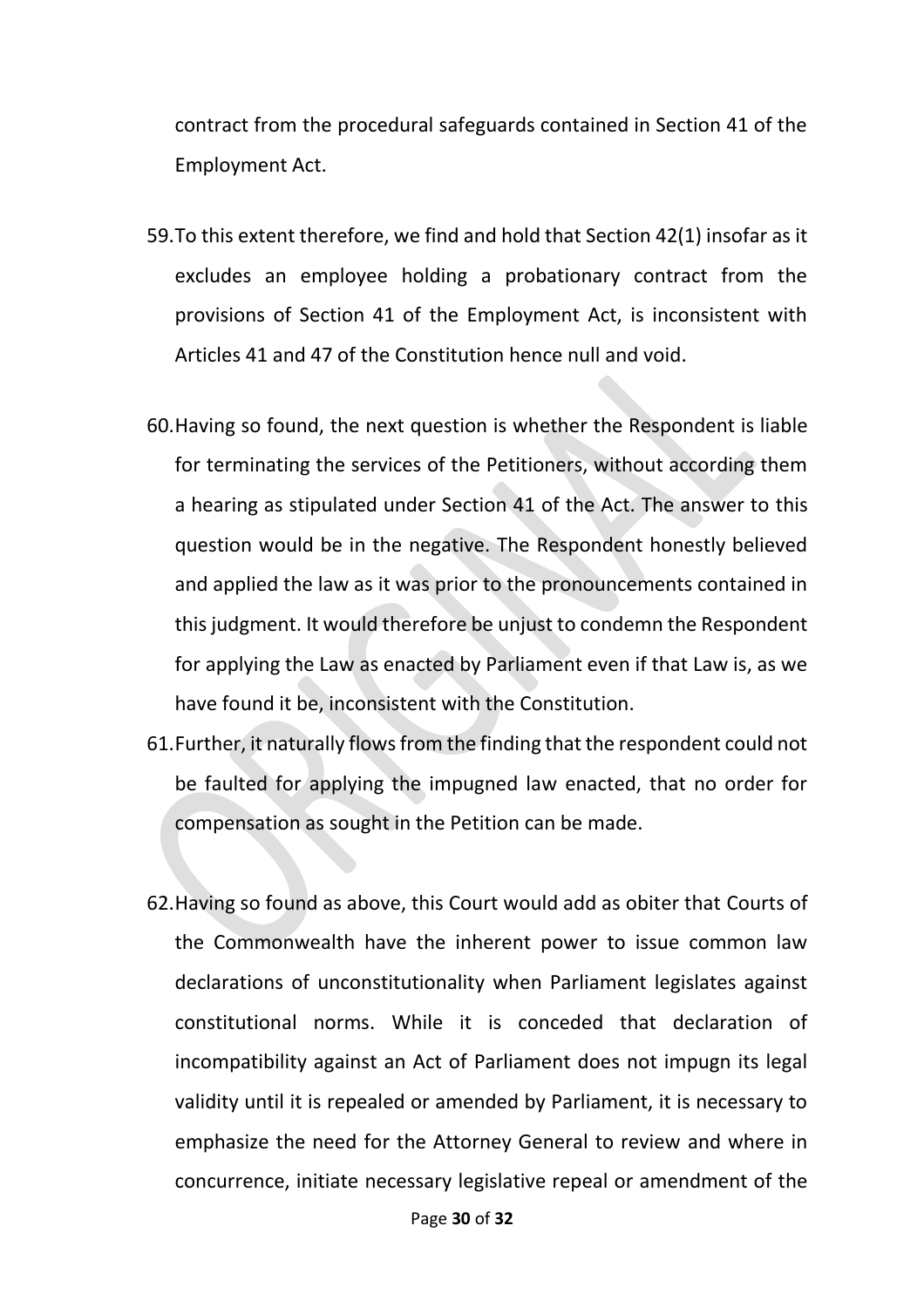contract from the procedural safeguards contained in Section 41 of the Employment Act.

59. To this extent therefore, we find and hold that Section 42(1) insofar as it excludes an employee holding a probationary contract from the provisions of Section 41 of the Employment Act, is inconsistent with Articles 41 and 47 of the Constitution hence null and void.

60. Having so found, the next question is whether the Respondent is liable for terminating the services of the Petitioners, without according them a hearing as stipulated under Section 41 of the Act. The answer to this question would be in the negative. The Respondent honestly believed and applied the law as it was prior to the pronouncements contained in this judgment. It would therefore be unjust to condemn the Respondent for applying the Law as enacted by Parliament even if that Law is, as we have found it be, inconsistent with the Constitution.

61. Further, it naturally flows from the finding that the respondent could not be faulted for applying the impugned law enacted, that no order for compensation as sought in the Petition can be made.

62. Having so found as above, this Court would add as obiter that Courts of the Commonwealth have the inherent power to issue common law declarations of unconstitutionality when Parliament legislates against constitutional norms. While it is conceded that declaration of incompatibility against an Act of Parliament does not impugn its legal validity until it is repealed or amended by Parliament, it is necessary to emphasize the need for the Attorney General to review and where in concurrence, initiate necessary legislative repeal or amendment of the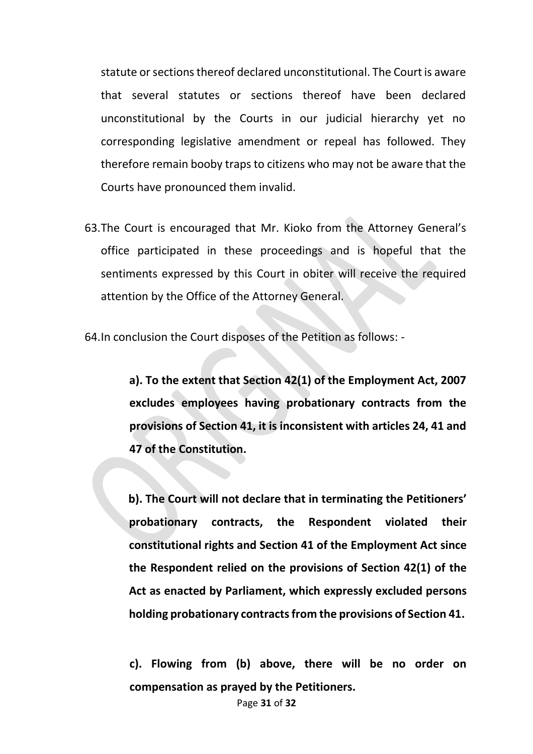statute or sections thereof declared unconstitutional. The Court is aware that several statutes or sections thereof have been declared unconstitutional by the Courts in our judicial hierarchy yet no corresponding legislative amendment or repeal has followed. They therefore remain booby traps to citizens who may not be aware that the Courts have pronounced them invalid.

63. The Court is encouraged that Mr. Kioko from the Attorney General's office participated in these proceedings and is hopeful that the sentiments expressed by this Court in obiter will receive the required attention by the Office of the Attorney General.

64. In conclusion the Court disposes of the Petition as follows: -

> **a). To the extent that Section 42(1) of the Employment Act, 2007 excludes employees having probationary contracts from the provisions of Section 41, it is inconsistent with articles 24, 41 and 47 of the Constitution.**
>
> **b). The Court will not declare that in terminating the Petitioners' probationary contracts, the Respondent violated their constitutional rights and Section 41 of the Employment Act since the Respondent relied on the provisions of Section 42(1) of the Act as enacted by Parliament, which expressly excluded persons holding probationary contracts from the provisions of Section 41.**
>
> **c). Flowing from (b) above, there will be no order on compensation as prayed by the Petitioners.**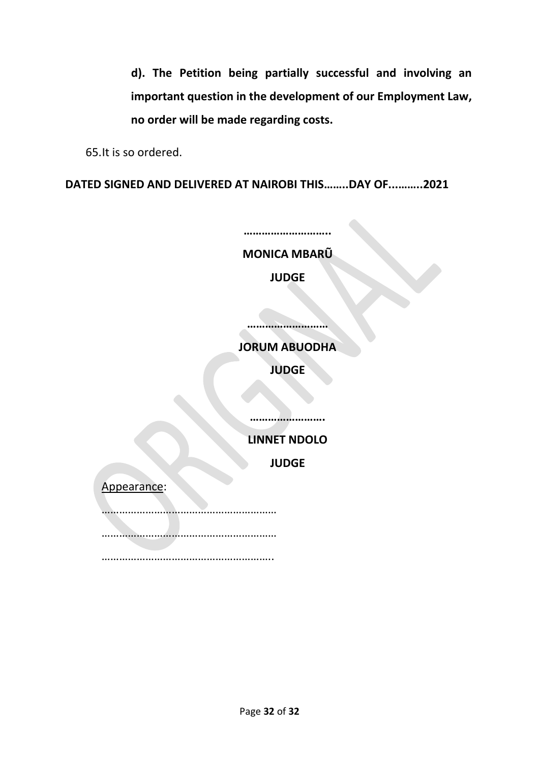**d). The Petition being partially successful and involving an important question in the development of our Employment Law, no order will be made regarding costs.**

65. It is so ordered.

**DATED SIGNED AND DELIVERED AT NAIROBI THIS……..DAY OF..……..2021**

**………………………..**

**MONICA MBARŨ**

**JUDGE**

**………………………**

**JORUM ABUODHA**

**JUDGE**

**…………………….**

**LINNET NDOLO**

**JUDGE**

<u>Appearance</u>:

……………………………………………………

……………………………………………………

…………………………………………………..